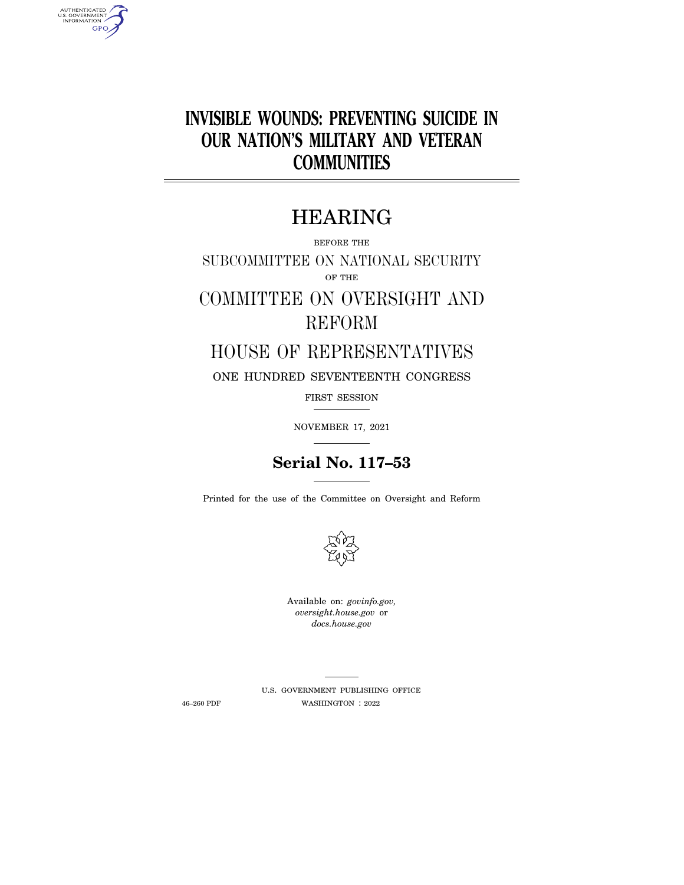# INVISIBLE WOUNDS: PREVENTING SUICIDE IN OUR NATION'S MILITARY AND VETERAN COMMUNITIES

## HEARING

BEFORE THE

SUBCOMMITTEE ON NATIONAL SECURITY

OF THE

COMMITTEE ON OVERSIGHT AND REFORM

HOUSE OF REPRESENTATIVES

ONE HUNDRED SEVENTEENTH CONGRESS

FIRST SESSION

NOVEMBER 17, 2021

**Serial No. 117–53**

Printed for the use of the Committee on Oversight and Reform

Available on: *govinfo.gov*, *oversight.house.gov* or *docs.house.gov*

U.S. GOVERNMENT PUBLISHING OFFICE

46–260 PDF WASHINGTON : 2022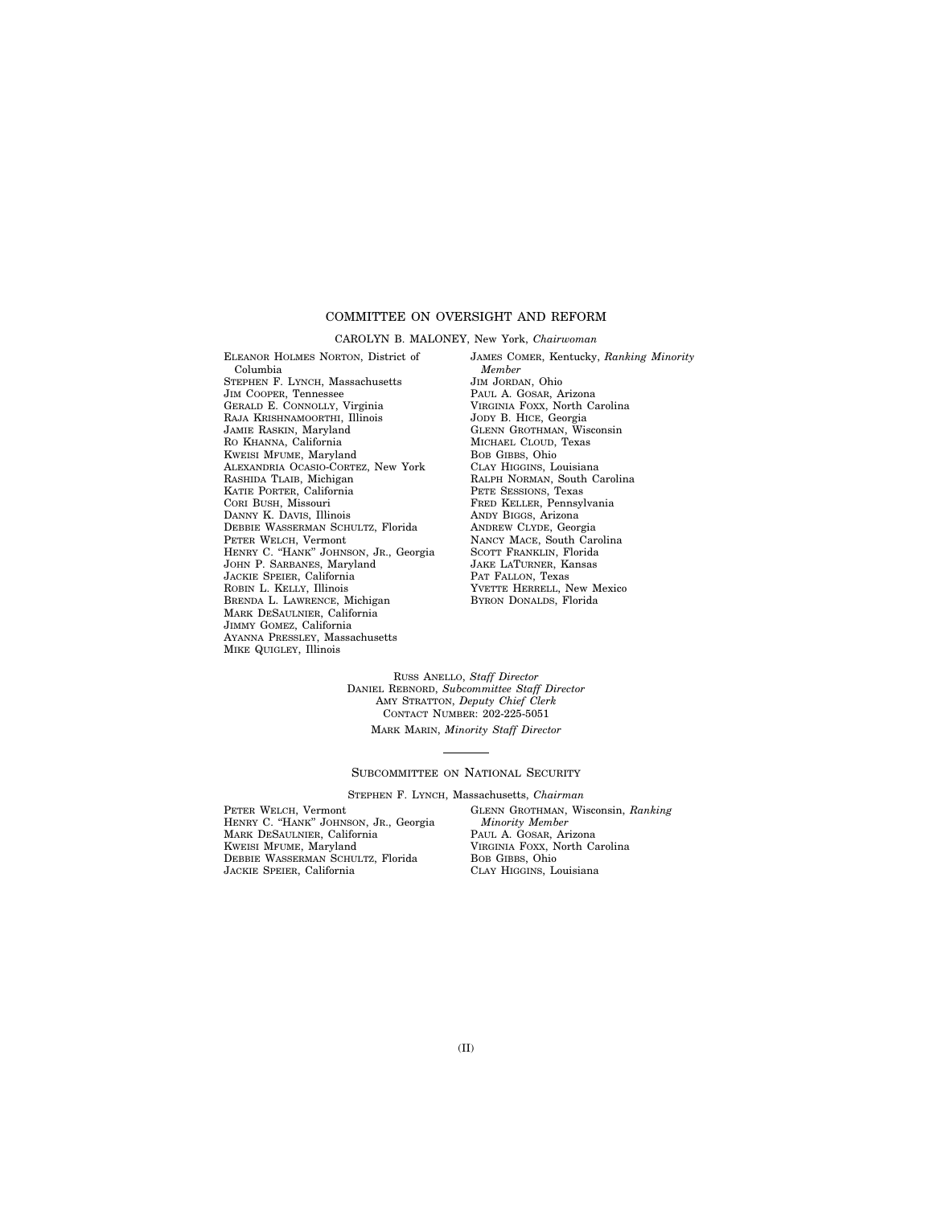# COMMITTEE ON OVERSIGHT AND REFORM

CAROLYN B. MALONEY, New York, *Chairwoman*

ELEANOR HOLMES NORTON, District of Columbia
STEPHEN F. LYNCH, Massachusetts
JIM COOPER, Tennessee
GERALD E. CONNOLLY, Virginia
RAJA KRISHNAMOORTHI, Illinois
JAMIE RASKIN, Maryland
RO KHANNA, California
KWEISI MFUME, Maryland
ALEXANDRIA OCASIO-CORTEZ, New York
RASHIDA TLAIB, Michigan
KATIE PORTER, California
CORI BUSH, Missouri
DANNY K. DAVIS, Illinois
DEBBIE WASSERMAN SCHULTZ, Florida
PETER WELCH, Vermont
HENRY C. "HANK" JOHNSON, JR., Georgia
JOHN P. SARBANES, Maryland
JACKIE SPEIER, California
ROBIN L. KELLY, Illinois
BRENDA L. LAWRENCE, Michigan
MARK DESAULNIER, California
JIMMY GOMEZ, California
AYANNA PRESSLEY, Massachusetts
MIKE QUIGLEY, Illinois

JAMES COMER, Kentucky, *Ranking Minority Member*
JIM JORDAN, Ohio
PAUL A. GOSAR, Arizona
VIRGINIA FOXX, North Carolina
JODY B. HICE, Georgia
GLENN GROTHMAN, Wisconsin
MICHAEL CLOUD, Texas
BOB GIBBS, Ohio
CLAY HIGGINS, Louisiana
RALPH NORMAN, South Carolina
PETE SESSIONS, Texas
FRED KELLER, Pennsylvania
ANDY BIGGS, Arizona
ANDREW CLYDE, Georgia
NANCY MACE, South Carolina
SCOTT FRANKLIN, Florida
JAKE LATURNER, Kansas
PAT FALLON, Texas
YVETTE HERRELL, New Mexico
BYRON DONALDS, Florida

RUSS ANELLO, *Staff Director*
DANIEL REBNORD, *Subcommittee Staff Director*
AMY STRATTON, *Deputy Chief Clerk*
CONTACT NUMBER: 202-225-5051
MARK MARIN, *Minority Staff Director*

---

## SUBCOMMITTEE ON NATIONAL SECURITY

STEPHEN F. LYNCH, Massachusetts, *Chairman*

PETER WELCH, Vermont
HENRY C. "HANK" JOHNSON, JR., Georgia
MARK DESAULNIER, California
KWEISI MFUME, Maryland
DEBBIE WASSERMAN SCHULTZ, Florida
JACKIE SPEIER, California

GLENN GROTHMAN, Wisconsin, *Ranking Minority Member*
PAUL A. GOSAR, Arizona
VIRGINIA FOXX, North Carolina
BOB GIBBS, Ohio
CLAY HIGGINS, Louisiana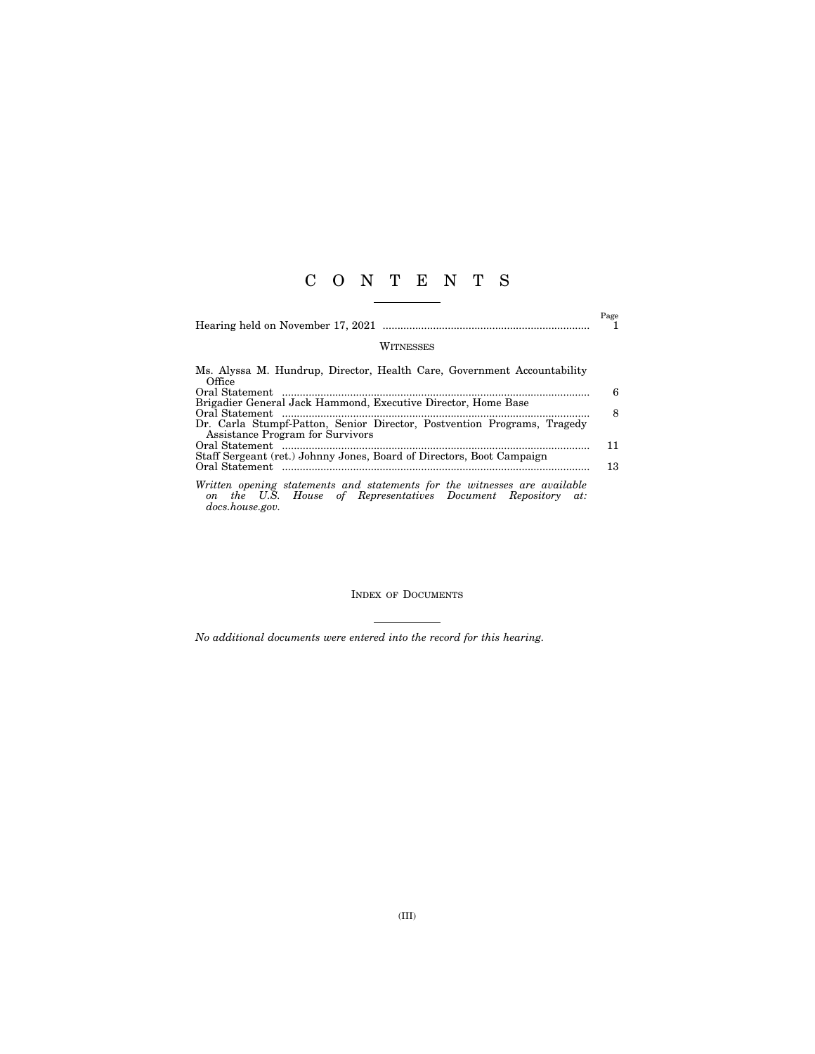# C O N T E N T S

| | Page |
|---|---|
| Hearing held on November 17, 2021 | 1 |

## WITNESSES

| | |
|---|---|
| Ms. Alyssa M. Hundrup, Director, Health Care, Government Accountability Office | |
| Oral Statement | 6 |
| Brigadier General Jack Hammond, Executive Director, Home Base | |
| Oral Statement | 8 |
| Dr. Carla Stumpf-Patton, Senior Director, Postvention Programs, Tragedy Assistance Program for Survivors | |
| Oral Statement | 11 |
| Staff Sergeant (ret.) Johnny Jones, Board of Directors, Boot Campaign | |
| Oral Statement | 13 |

*Written opening statements and statements for the witnesses are available on the U.S. House of Representatives Document Repository at: docs.house.gov.*

## INDEX OF DOCUMENTS

*No additional documents were entered into the record for this hearing.*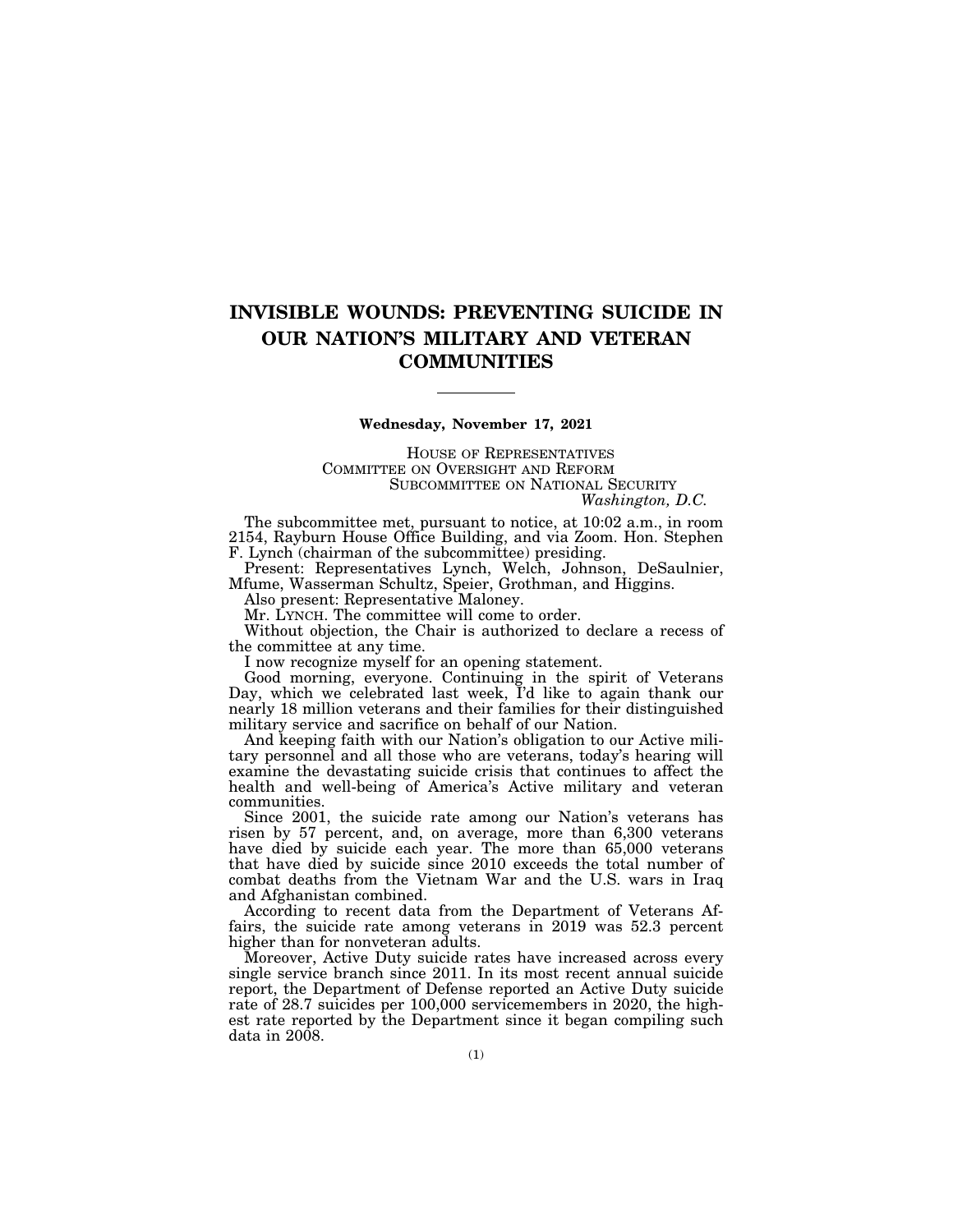# INVISIBLE WOUNDS: PREVENTING SUICIDE IN OUR NATION'S MILITARY AND VETERAN COMMUNITIES

---

**Wednesday, November 17, 2021**

HOUSE OF REPRESENTATIVES
COMMITTEE ON OVERSIGHT AND REFORM
SUBCOMMITTEE ON NATIONAL SECURITY
*Washington, D.C.*

The subcommittee met, pursuant to notice, at 10:02 a.m., in room 2154, Rayburn House Office Building, and via Zoom. Hon. Stephen F. Lynch (chairman of the subcommittee) presiding.

Present: Representatives Lynch, Welch, Johnson, DeSaulnier, Mfume, Wasserman Schultz, Speier, Grothman, and Higgins.

Also present: Representative Maloney.

Mr. LYNCH. The committee will come to order.

Without objection, the Chair is authorized to declare a recess of the committee at any time.

I now recognize myself for an opening statement.

Good morning, everyone. Continuing in the spirit of Veterans Day, which we celebrated last week, I'd like to again thank our nearly 18 million veterans and their families for their distinguished military service and sacrifice on behalf of our Nation.

And keeping faith with our Nation's obligation to our Active military personnel and all those who are veterans, today's hearing will examine the devastating suicide crisis that continues to affect the health and well-being of America's Active military and veteran communities.

Since 2001, the suicide rate among our Nation's veterans has risen by 57 percent, and, on average, more than 6,300 veterans have died by suicide each year. The more than 65,000 veterans that have died by suicide since 2010 exceeds the total number of combat deaths from the Vietnam War and the U.S. wars in Iraq and Afghanistan combined.

According to recent data from the Department of Veterans Affairs, the suicide rate among veterans in 2019 was 52.3 percent higher than for nonveteran adults.

Moreover, Active Duty suicide rates have increased across every single service branch since 2011. In its most recent annual suicide report, the Department of Defense reported an Active Duty suicide rate of 28.7 suicides per 100,000 servicemembers in 2020, the highest rate reported by the Department since it began compiling such data in 2008.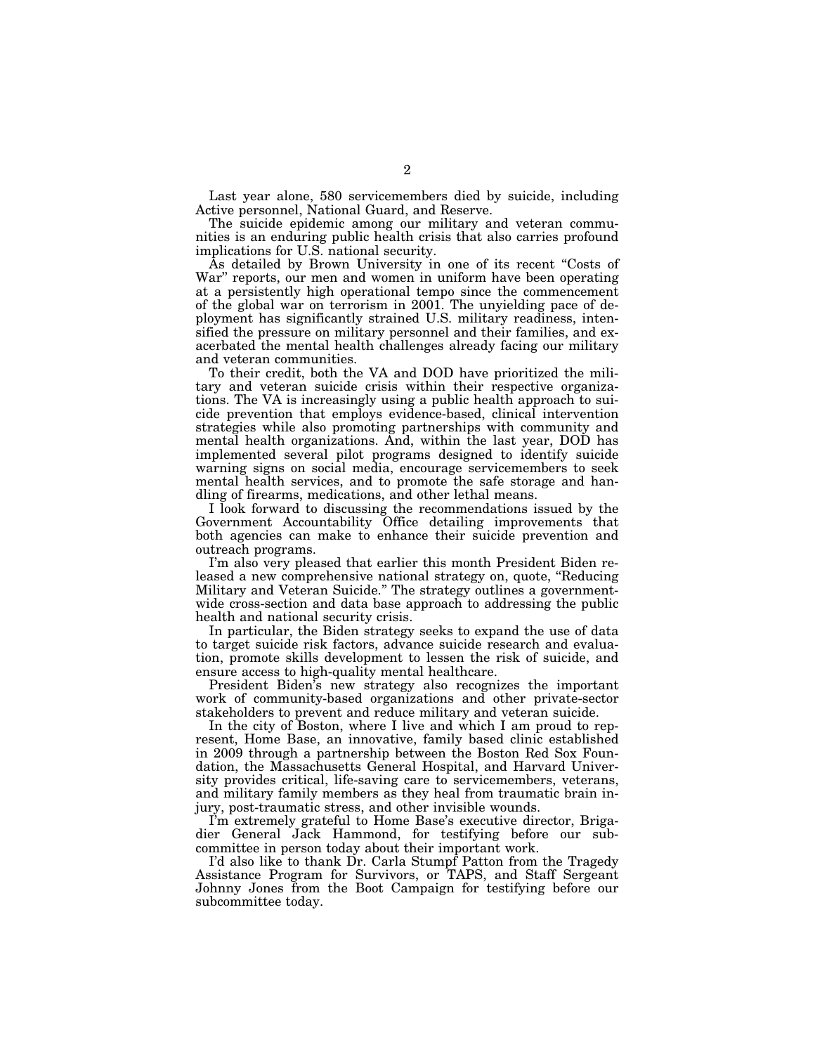Last year alone, 580 servicemembers died by suicide, including Active personnel, National Guard, and Reserve.

The suicide epidemic among our military and veteran communities is an enduring public health crisis that also carries profound implications for U.S. national security.

As detailed by Brown University in one of its recent "Costs of War" reports, our men and women in uniform have been operating at a persistently high operational tempo since the commencement of the global war on terrorism in 2001. The unyielding pace of deployment has significantly strained U.S. military readiness, intensified the pressure on military personnel and their families, and exacerbated the mental health challenges already facing our military and veteran communities.

To their credit, both the VA and DOD have prioritized the military and veteran suicide crisis within their respective organizations. The VA is increasingly using a public health approach to suicide prevention that employs evidence-based, clinical intervention strategies while also promoting partnerships with community and mental health organizations. And, within the last year, DOD has implemented several pilot programs designed to identify suicide warning signs on social media, encourage servicemembers to seek mental health services, and to promote the safe storage and handling of firearms, medications, and other lethal means.

I look forward to discussing the recommendations issued by the Government Accountability Office detailing improvements that both agencies can make to enhance their suicide prevention and outreach programs.

I'm also very pleased that earlier this month President Biden released a new comprehensive national strategy on, quote, "Reducing Military and Veteran Suicide." The strategy outlines a government-wide cross-section and data base approach to addressing the public health and national security crisis.

In particular, the Biden strategy seeks to expand the use of data to target suicide risk factors, advance suicide research and evaluation, promote skills development to lessen the risk of suicide, and ensure access to high-quality mental healthcare.

President Biden's new strategy also recognizes the important work of community-based organizations and other private-sector stakeholders to prevent and reduce military and veteran suicide.

In the city of Boston, where I live and which I am proud to represent, Home Base, an innovative, family based clinic established in 2009 through a partnership between the Boston Red Sox Foundation, the Massachusetts General Hospital, and Harvard University provides critical, life-saving care to servicemembers, veterans, and military family members as they heal from traumatic brain injury, post-traumatic stress, and other invisible wounds.

I'm extremely grateful to Home Base's executive director, Brigadier General Jack Hammond, for testifying before our subcommittee in person today about their important work.

I'd also like to thank Dr. Carla Stumpf Patton from the Tragedy Assistance Program for Survivors, or TAPS, and Staff Sergeant Johnny Jones from the Boot Campaign for testifying before our subcommittee today.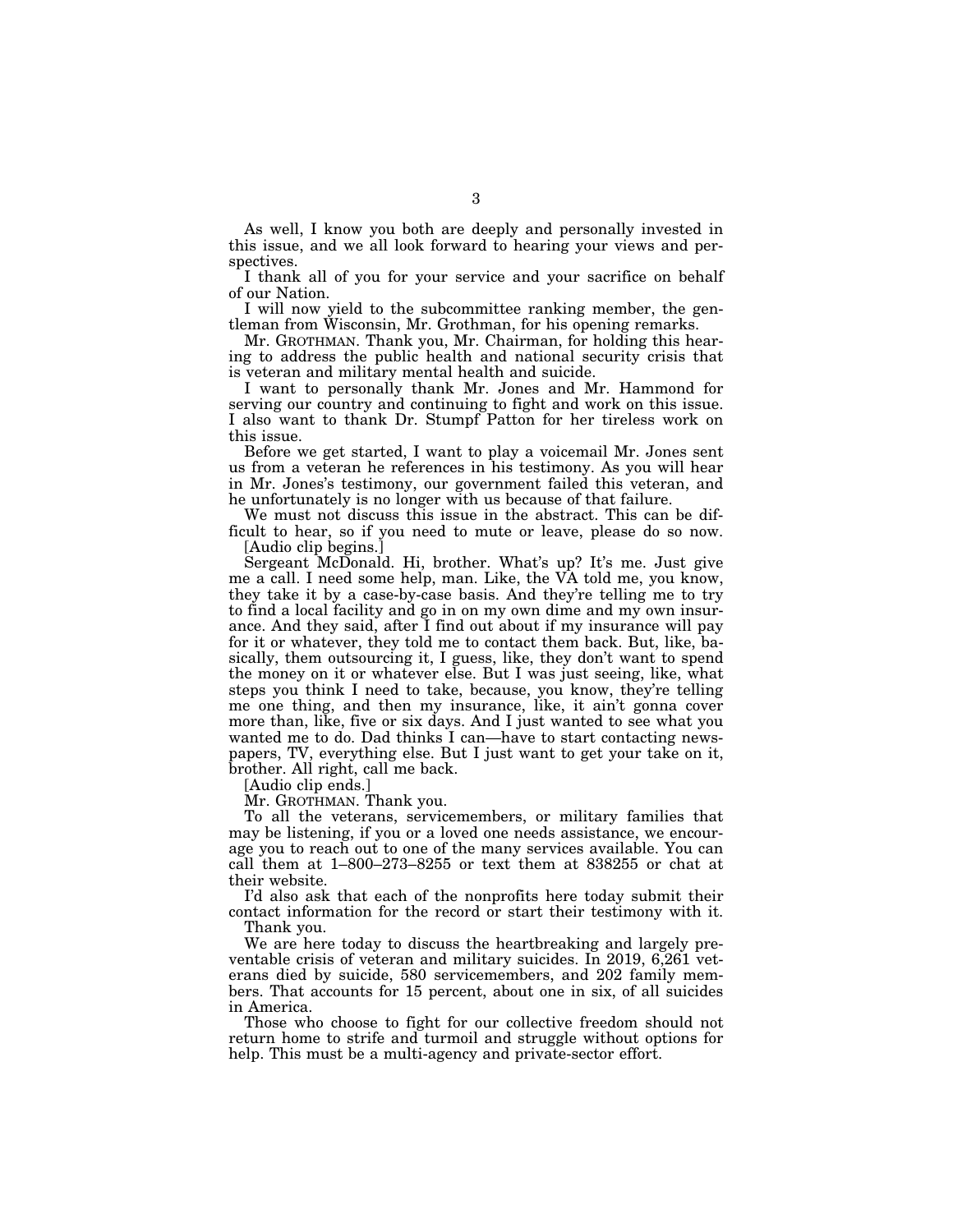As well, I know you both are deeply and personally invested in this issue, and we all look forward to hearing your views and perspectives.

I thank all of you for your service and your sacrifice on behalf of our Nation.

I will now yield to the subcommittee ranking member, the gentleman from Wisconsin, Mr. Grothman, for his opening remarks.

Mr. GROTHMAN. Thank you, Mr. Chairman, for holding this hearing to address the public health and national security crisis that is veteran and military mental health and suicide.

I want to personally thank Mr. Jones and Mr. Hammond for serving our country and continuing to fight and work on this issue. I also want to thank Dr. Stumpf Patton for her tireless work on this issue.

Before we get started, I want to play a voicemail Mr. Jones sent us from a veteran he references in his testimony. As you will hear in Mr. Jones's testimony, our government failed this veteran, and he unfortunately is no longer with us because of that failure.

We must not discuss this issue in the abstract. This can be difficult to hear, so if you need to mute or leave, please do so now.

[Audio clip begins.]

Sergeant McDonald. Hi, brother. What's up? It's me. Just give me a call. I need some help, man. Like, the VA told me, you know, they take it by a case-by-case basis. And they're telling me to try to find a local facility and go in on my own dime and my own insurance. And they said, after I find out about if my insurance will pay for it or whatever, they told me to contact them back. But, like, basically, them outsourcing it, I guess, like, they don't want to spend the money on it or whatever else. But I was just seeing, like, what steps you think I need to take, because, you know, they're telling me one thing, and then my insurance, like, it ain't gonna cover more than, like, five or six days. And I just wanted to see what you wanted me to do. Dad thinks I can—have to start contacting newspapers, TV, everything else. But I just want to get your take on it, brother. All right, call me back.

[Audio clip ends.]

Mr. GROTHMAN. Thank you.

To all the veterans, servicemembers, or military families that may be listening, if you or a loved one needs assistance, we encourage you to reach out to one of the many services available. You can call them at 1–800–273–8255 or text them at 838255 or chat at their website.

I'd also ask that each of the nonprofits here today submit their contact information for the record or start their testimony with it.

Thank you.

We are here today to discuss the heartbreaking and largely preventable crisis of veteran and military suicides. In 2019, 6,261 veterans died by suicide, 580 servicemembers, and 202 family members. That accounts for 15 percent, about one in six, of all suicides in America.

Those who choose to fight for our collective freedom should not return home to strife and turmoil and struggle without options for help. This must be a multi-agency and private-sector effort.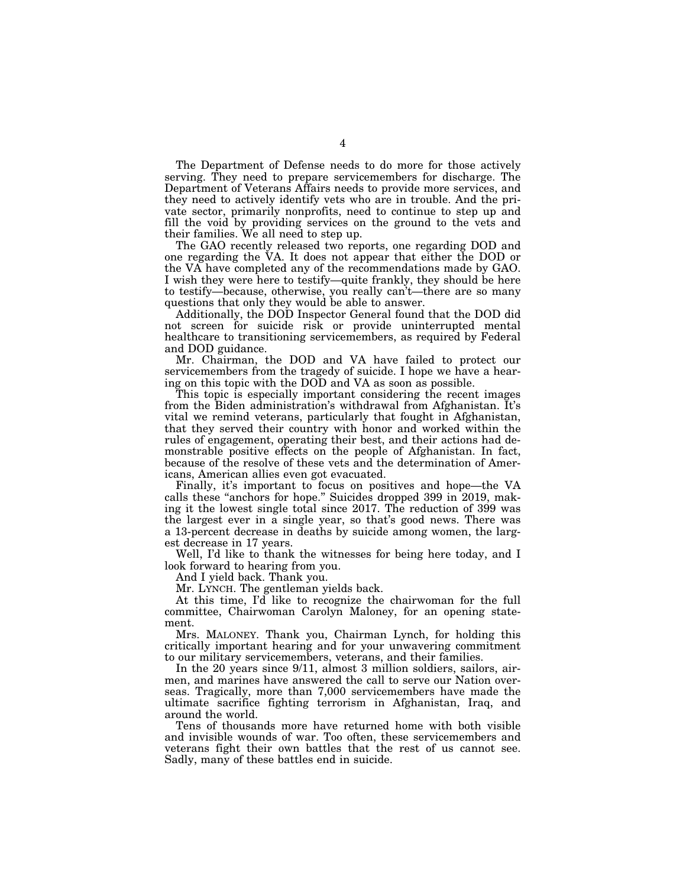The Department of Defense needs to do more for those actively serving. They need to prepare servicemembers for discharge. The Department of Veterans Affairs needs to provide more services, and they need to actively identify vets who are in trouble. And the private sector, primarily nonprofits, need to continue to step up and fill the void by providing services on the ground to the vets and their families. We all need to step up.

The GAO recently released two reports, one regarding DOD and one regarding the VA. It does not appear that either the DOD or the VA have completed any of the recommendations made by GAO. I wish they were here to testify—quite frankly, they should be here to testify—because, otherwise, you really can't—there are so many questions that only they would be able to answer.

Additionally, the DOD Inspector General found that the DOD did not screen for suicide risk or provide uninterrupted mental healthcare to transitioning servicemembers, as required by Federal and DOD guidance.

Mr. Chairman, the DOD and VA have failed to protect our servicemembers from the tragedy of suicide. I hope we have a hearing on this topic with the DOD and VA as soon as possible.

This topic is especially important considering the recent images from the Biden administration's withdrawal from Afghanistan. It's vital we remind veterans, particularly that fought in Afghanistan, that they served their country with honor and worked within the rules of engagement, operating their best, and their actions had demonstrable positive effects on the people of Afghanistan. In fact, because of the resolve of these vets and the determination of Americans, American allies even got evacuated.

Finally, it's important to focus on positives and hope—the VA calls these "anchors for hope." Suicides dropped 399 in 2019, making it the lowest single total since 2017. The reduction of 399 was the largest ever in a single year, so that's good news. There was a 13-percent decrease in deaths by suicide among women, the largest decrease in 17 years.

Well, I'd like to thank the witnesses for being here today, and I look forward to hearing from you.

And I yield back. Thank you.

Mr. LYNCH. The gentleman yields back.

At this time, I'd like to recognize the chairwoman for the full committee, Chairwoman Carolyn Maloney, for an opening statement.

Mrs. MALONEY. Thank you, Chairman Lynch, for holding this critically important hearing and for your unwavering commitment to our military servicemembers, veterans, and their families.

In the 20 years since 9/11, almost 3 million soldiers, sailors, airmen, and marines have answered the call to serve our Nation overseas. Tragically, more than 7,000 servicemembers have made the ultimate sacrifice fighting terrorism in Afghanistan, Iraq, and around the world.

Tens of thousands more have returned home with both visible and invisible wounds of war. Too often, these servicemembers and veterans fight their own battles that the rest of us cannot see. Sadly, many of these battles end in suicide.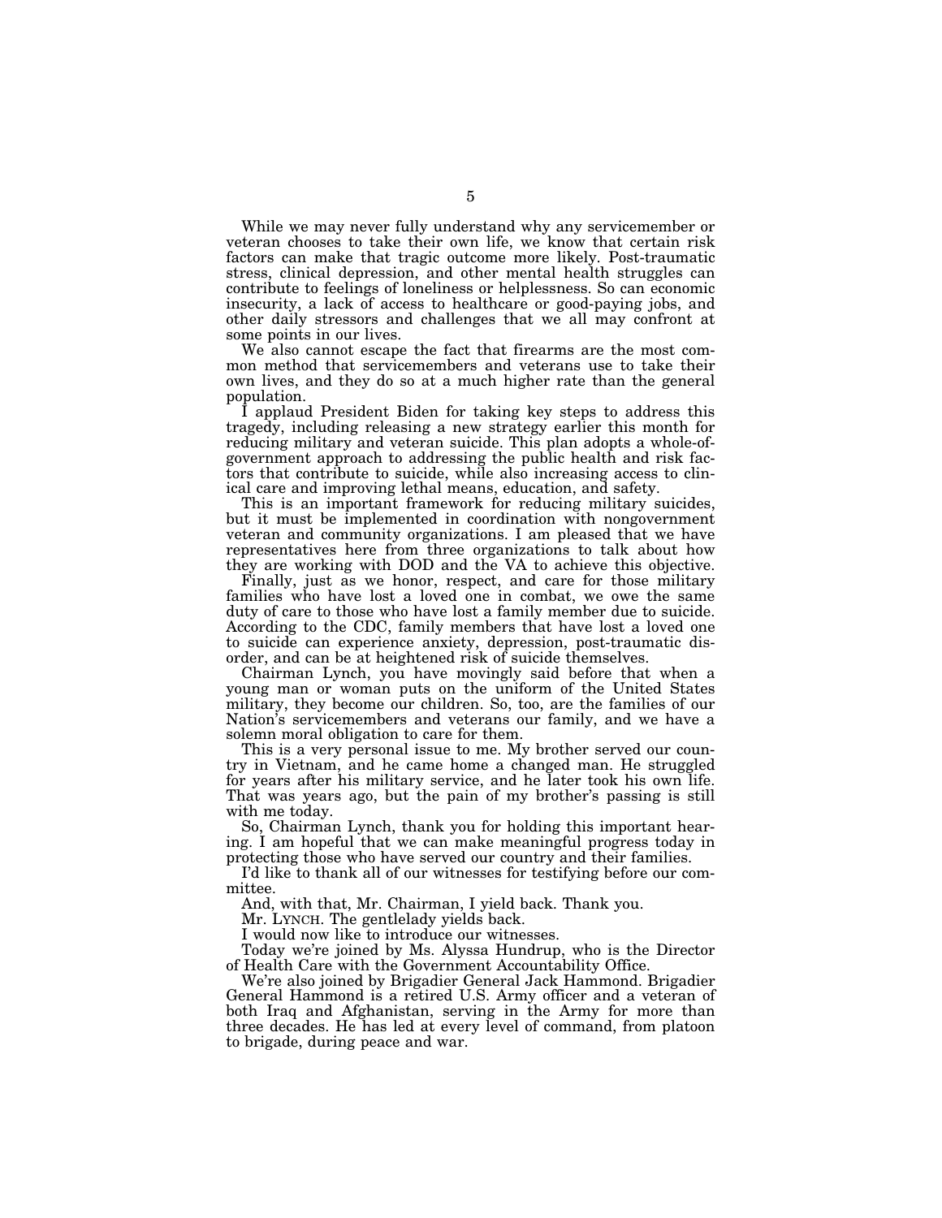While we may never fully understand why any servicemember or veteran chooses to take their own life, we know that certain risk factors can make that tragic outcome more likely. Post-traumatic stress, clinical depression, and other mental health struggles can contribute to feelings of loneliness or helplessness. So can economic insecurity, a lack of access to healthcare or good-paying jobs, and other daily stressors and challenges that we all may confront at some points in our lives.

We also cannot escape the fact that firearms are the most common method that servicemembers and veterans use to take their own lives, and they do so at a much higher rate than the general population.

I applaud President Biden for taking key steps to address this tragedy, including releasing a new strategy earlier this month for reducing military and veteran suicide. This plan adopts a whole-of-government approach to addressing the public health and risk factors that contribute to suicide, while also increasing access to clinical care and improving lethal means, education, and safety.

This is an important framework for reducing military suicides, but it must be implemented in coordination with nongovernment veteran and community organizations. I am pleased that we have representatives here from three organizations to talk about how they are working with DOD and the VA to achieve this objective.

Finally, just as we honor, respect, and care for those military families who have lost a loved one in combat, we owe the same duty of care to those who have lost a family member due to suicide. According to the CDC, family members that have lost a loved one to suicide can experience anxiety, depression, post-traumatic disorder, and can be at heightened risk of suicide themselves.

Chairman Lynch, you have movingly said before that when a young man or woman puts on the uniform of the United States military, they become our children. So, too, are the families of our Nation's servicemembers and veterans our family, and we have a solemn moral obligation to care for them.

This is a very personal issue to me. My brother served our country in Vietnam, and he came home a changed man. He struggled for years after his military service, and he later took his own life. That was years ago, but the pain of my brother's passing is still with me today.

So, Chairman Lynch, thank you for holding this important hearing. I am hopeful that we can make meaningful progress today in protecting those who have served our country and their families.

I'd like to thank all of our witnesses for testifying before our committee.

And, with that, Mr. Chairman, I yield back. Thank you.

Mr. LYNCH. The gentlelady yields back.

I would now like to introduce our witnesses.

Today we're joined by Ms. Alyssa Hundrup, who is the Director of Health Care with the Government Accountability Office.

We're also joined by Brigadier General Jack Hammond. Brigadier General Hammond is a retired U.S. Army officer and a veteran of both Iraq and Afghanistan, serving in the Army for more than three decades. He has led at every level of command, from platoon to brigade, during peace and war.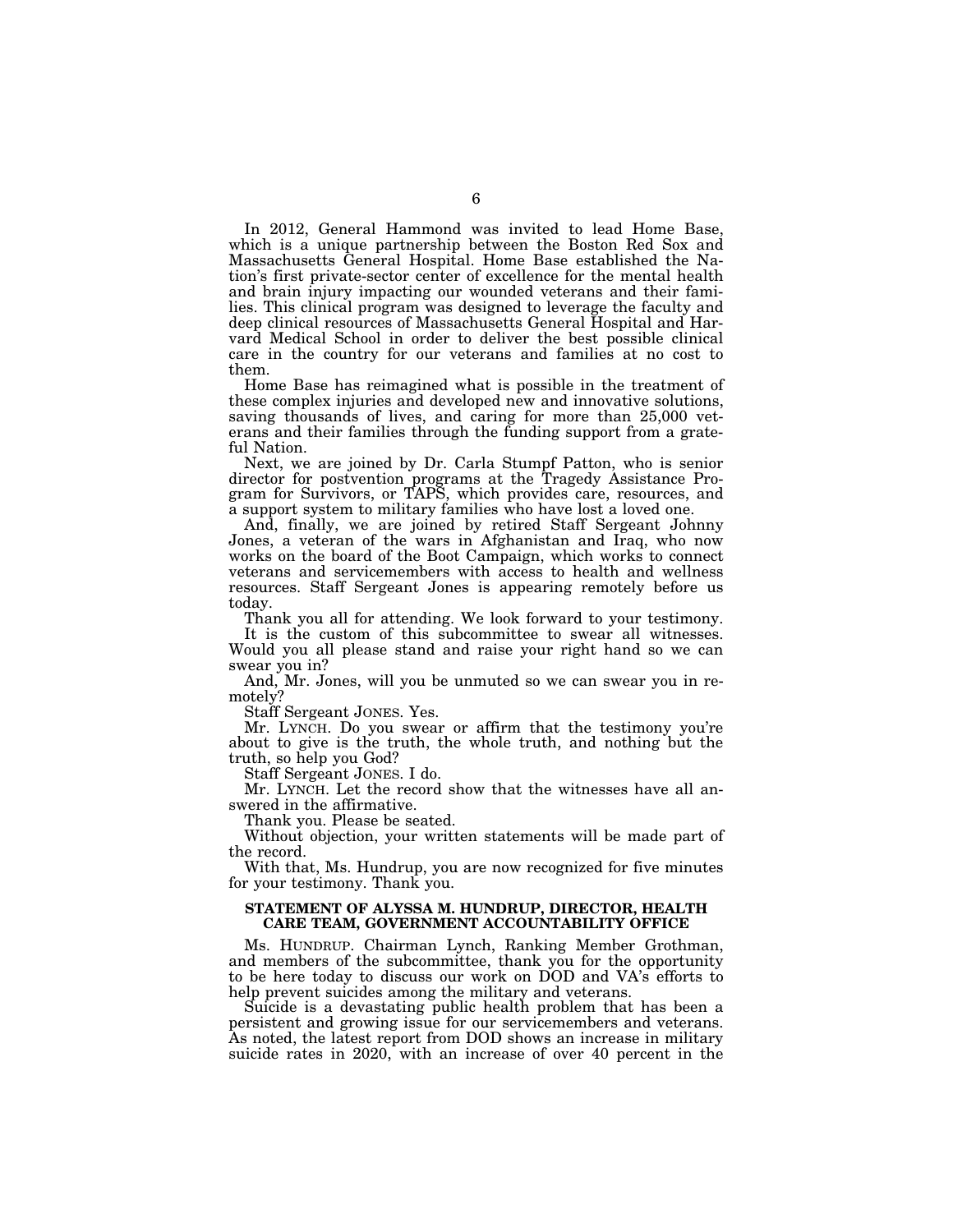In 2012, General Hammond was invited to lead Home Base, which is a unique partnership between the Boston Red Sox and Massachusetts General Hospital. Home Base established the Nation's first private-sector center of excellence for the mental health and brain injury impacting our wounded veterans and their families. This clinical program was designed to leverage the faculty and deep clinical resources of Massachusetts General Hospital and Harvard Medical School in order to deliver the best possible clinical care in the country for our veterans and families at no cost to them.

Home Base has reimagined what is possible in the treatment of these complex injuries and developed new and innovative solutions, saving thousands of lives, and caring for more than 25,000 veterans and their families through the funding support from a grateful Nation.

Next, we are joined by Dr. Carla Stumpf Patton, who is senior director for postvention programs at the Tragedy Assistance Program for Survivors, or TAPS, which provides care, resources, and a support system to military families who have lost a loved one.

And, finally, we are joined by retired Staff Sergeant Johnny Jones, a veteran of the wars in Afghanistan and Iraq, who now works on the board of the Boot Campaign, which works to connect veterans and servicemembers with access to health and wellness resources. Staff Sergeant Jones is appearing remotely before us today.

Thank you all for attending. We look forward to your testimony.

It is the custom of this subcommittee to swear all witnesses. Would you all please stand and raise your right hand so we can swear you in?

And, Mr. Jones, will you be unmuted so we can swear you in remotely?

Staff Sergeant JONES. Yes.

Mr. LYNCH. Do you swear or affirm that the testimony you're about to give is the truth, the whole truth, and nothing but the truth, so help you God?

Staff Sergeant JONES. I do.

Mr. LYNCH. Let the record show that the witnesses have all answered in the affirmative.

Thank you. Please be seated.

Without objection, your written statements will be made part of the record.

With that, Ms. Hundrup, you are now recognized for five minutes for your testimony. Thank you.

## STATEMENT OF ALYSSA M. HUNDRUP, DIRECTOR, HEALTH CARE TEAM, GOVERNMENT ACCOUNTABILITY OFFICE

Ms. HUNDRUP. Chairman Lynch, Ranking Member Grothman, and members of the subcommittee, thank you for the opportunity to be here today to discuss our work on DOD and VA's efforts to help prevent suicides among the military and veterans.

Suicide is a devastating public health problem that has been a persistent and growing issue for our servicemembers and veterans. As noted, the latest report from DOD shows an increase in military suicide rates in 2020, with an increase of over 40 percent in the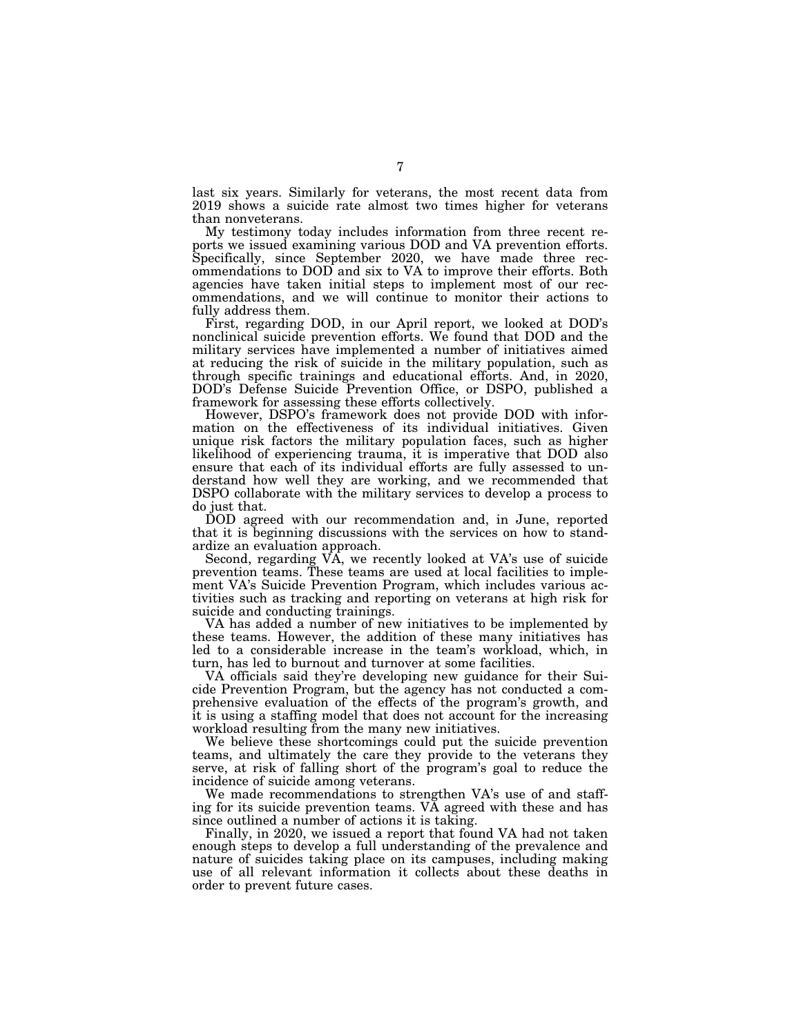last six years. Similarly for veterans, the most recent data from 2019 shows a suicide rate almost two times higher for veterans than nonveterans.

My testimony today includes information from three recent reports we issued examining various DOD and VA prevention efforts. Specifically, since September 2020, we have made three recommendations to DOD and six to VA to improve their efforts. Both agencies have taken initial steps to implement most of our recommendations, and we will continue to monitor their actions to fully address them.

First, regarding DOD, in our April report, we looked at DOD's nonclinical suicide prevention efforts. We found that DOD and the military services have implemented a number of initiatives aimed at reducing the risk of suicide in the military population, such as through specific trainings and educational efforts. And, in 2020, DOD's Defense Suicide Prevention Office, or DSPO, published a framework for assessing these efforts collectively.

However, DSPO's framework does not provide DOD with information on the effectiveness of its individual initiatives. Given unique risk factors the military population faces, such as higher likelihood of experiencing trauma, it is imperative that DOD also ensure that each of its individual efforts are fully assessed to understand how well they are working, and we recommended that DSPO collaborate with the military services to develop a process to do just that.

DOD agreed with our recommendation and, in June, reported that it is beginning discussions with the services on how to standardize an evaluation approach.

Second, regarding VA, we recently looked at VA's use of suicide prevention teams. These teams are used at local facilities to implement VA's Suicide Prevention Program, which includes various activities such as tracking and reporting on veterans at high risk for suicide and conducting trainings.

VA has added a number of new initiatives to be implemented by these teams. However, the addition of these many initiatives has led to a considerable increase in the team's workload, which, in turn, has led to burnout and turnover at some facilities.

VA officials said they're developing new guidance for their Suicide Prevention Program, but the agency has not conducted a comprehensive evaluation of the effects of the program's growth, and it is using a staffing model that does not account for the increasing workload resulting from the many new initiatives.

We believe these shortcomings could put the suicide prevention teams, and ultimately the care they provide to the veterans they serve, at risk of falling short of the program's goal to reduce the incidence of suicide among veterans.

We made recommendations to strengthen VA's use of and staffing for its suicide prevention teams. VA agreed with these and has since outlined a number of actions it is taking.

Finally, in 2020, we issued a report that found VA had not taken enough steps to develop a full understanding of the prevalence and nature of suicides taking place on its campuses, including making use of all relevant information it collects about these deaths in order to prevent future cases.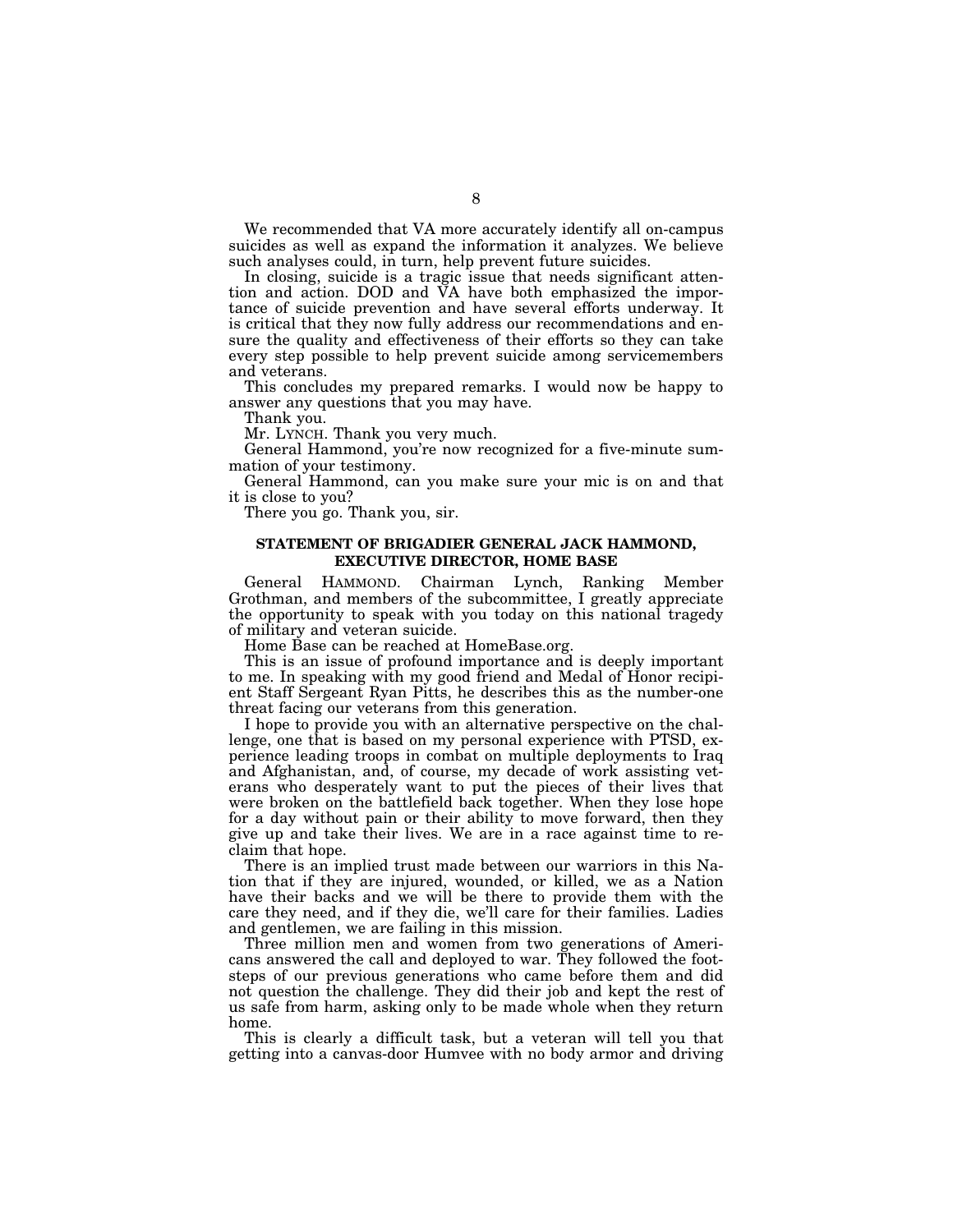We recommended that VA more accurately identify all on-campus suicides as well as expand the information it analyzes. We believe such analyses could, in turn, help prevent future suicides.

In closing, suicide is a tragic issue that needs significant attention and action. DOD and VA have both emphasized the importance of suicide prevention and have several efforts underway. It is critical that they now fully address our recommendations and ensure the quality and effectiveness of their efforts so they can take every step possible to help prevent suicide among servicemembers and veterans.

This concludes my prepared remarks. I would now be happy to answer any questions that you may have.

Thank you.

Mr. LYNCH. Thank you very much.

General Hammond, you're now recognized for a five-minute summation of your testimony.

General Hammond, can you make sure your mic is on and that it is close to you?

There you go. Thank you, sir.

## STATEMENT OF BRIGADIER GENERAL JACK HAMMOND, EXECUTIVE DIRECTOR, HOME BASE

General HAMMOND. Chairman Lynch, Ranking Member Grothman, and members of the subcommittee, I greatly appreciate the opportunity to speak with you today on this national tragedy of military and veteran suicide.

Home Base can be reached at HomeBase.org.

This is an issue of profound importance and is deeply important to me. In speaking with my good friend and Medal of Honor recipient Staff Sergeant Ryan Pitts, he describes this as the number-one threat facing our veterans from this generation.

I hope to provide you with an alternative perspective on the challenge, one that is based on my personal experience with PTSD, experience leading troops in combat on multiple deployments to Iraq and Afghanistan, and, of course, my decade of work assisting veterans who desperately want to put the pieces of their lives that were broken on the battlefield back together. When they lose hope for a day without pain or their ability to move forward, then they give up and take their lives. We are in a race against time to reclaim that hope.

There is an implied trust made between our warriors in this Nation that if they are injured, wounded, or killed, we as a Nation have their backs and we will be there to provide them with the care they need, and if they die, we'll care for their families. Ladies and gentlemen, we are failing in this mission.

Three million men and women from two generations of Americans answered the call and deployed to war. They followed the footsteps of our previous generations who came before them and did not question the challenge. They did their job and kept the rest of us safe from harm, asking only to be made whole when they return home.

This is clearly a difficult task, but a veteran will tell you that getting into a canvas-door Humvee with no body armor and driving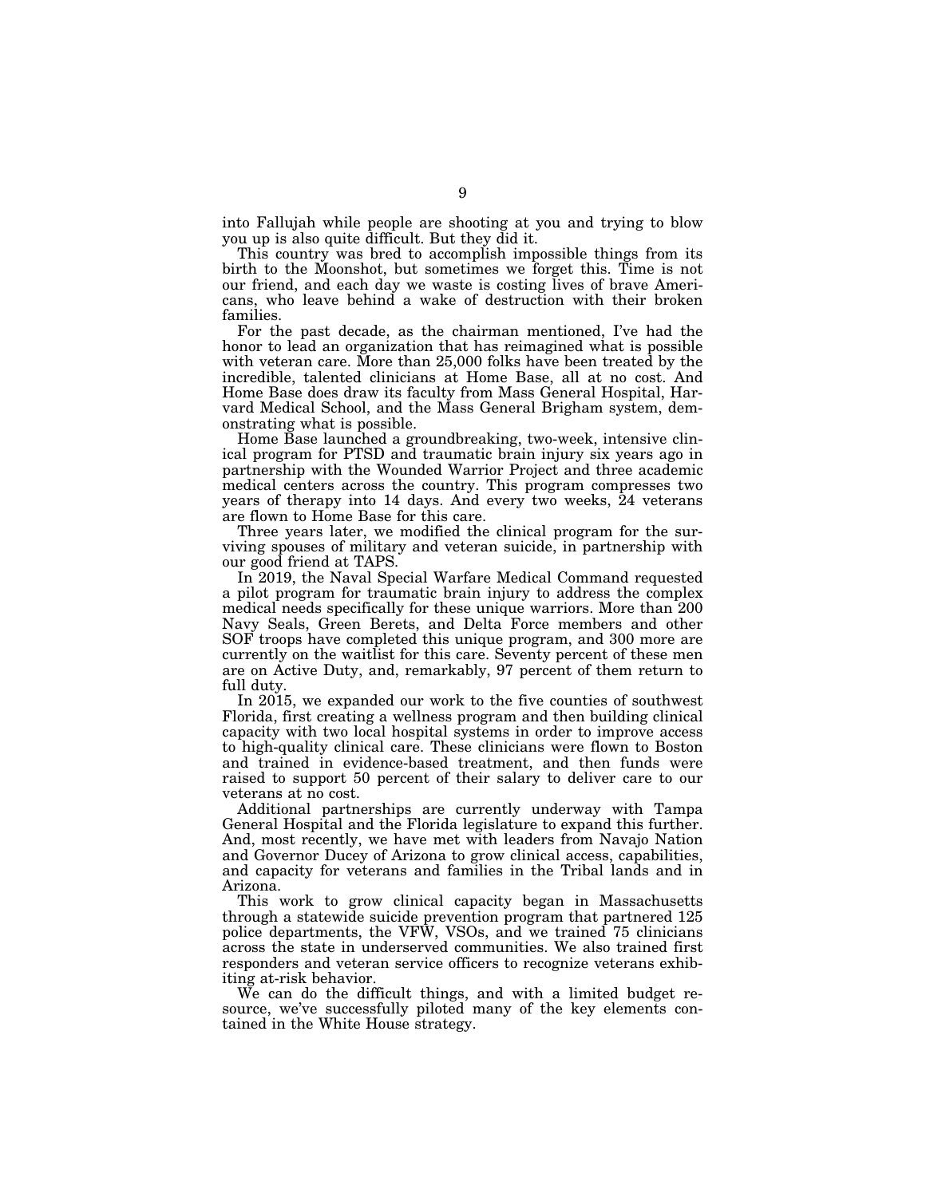into Fallujah while people are shooting at you and trying to blow you up is also quite difficult. But they did it.

This country was bred to accomplish impossible things from its birth to the Moonshot, but sometimes we forget this. Time is not our friend, and each day we waste is costing lives of brave Americans, who leave behind a wake of destruction with their broken families.

For the past decade, as the chairman mentioned, I've had the honor to lead an organization that has reimagined what is possible with veteran care. More than 25,000 folks have been treated by the incredible, talented clinicians at Home Base, all at no cost. And Home Base does draw its faculty from Mass General Hospital, Harvard Medical School, and the Mass General Brigham system, demonstrating what is possible.

Home Base launched a groundbreaking, two-week, intensive clinical program for PTSD and traumatic brain injury six years ago in partnership with the Wounded Warrior Project and three academic medical centers across the country. This program compresses two years of therapy into 14 days. And every two weeks, 24 veterans are flown to Home Base for this care.

Three years later, we modified the clinical program for the surviving spouses of military and veteran suicide, in partnership with our good friend at TAPS.

In 2019, the Naval Special Warfare Medical Command requested a pilot program for traumatic brain injury to address the complex medical needs specifically for these unique warriors. More than 200 Navy Seals, Green Berets, and Delta Force members and other SOF troops have completed this unique program, and 300 more are currently on the waitlist for this care. Seventy percent of these men are on Active Duty, and, remarkably, 97 percent of them return to full duty.

In 2015, we expanded our work to the five counties of southwest Florida, first creating a wellness program and then building clinical capacity with two local hospital systems in order to improve access to high-quality clinical care. These clinicians were flown to Boston and trained in evidence-based treatment, and then funds were raised to support 50 percent of their salary to deliver care to our veterans at no cost.

Additional partnerships are currently underway with Tampa General Hospital and the Florida legislature to expand this further. And, most recently, we have met with leaders from Navajo Nation and Governor Ducey of Arizona to grow clinical access, capabilities, and capacity for veterans and families in the Tribal lands and in Arizona.

This work to grow clinical capacity began in Massachusetts through a statewide suicide prevention program that partnered 125 police departments, the VFW, VSOs, and we trained 75 clinicians across the state in underserved communities. We also trained first responders and veteran service officers to recognize veterans exhibiting at-risk behavior.

We can do the difficult things, and with a limited budget resource, we've successfully piloted many of the key elements contained in the White House strategy.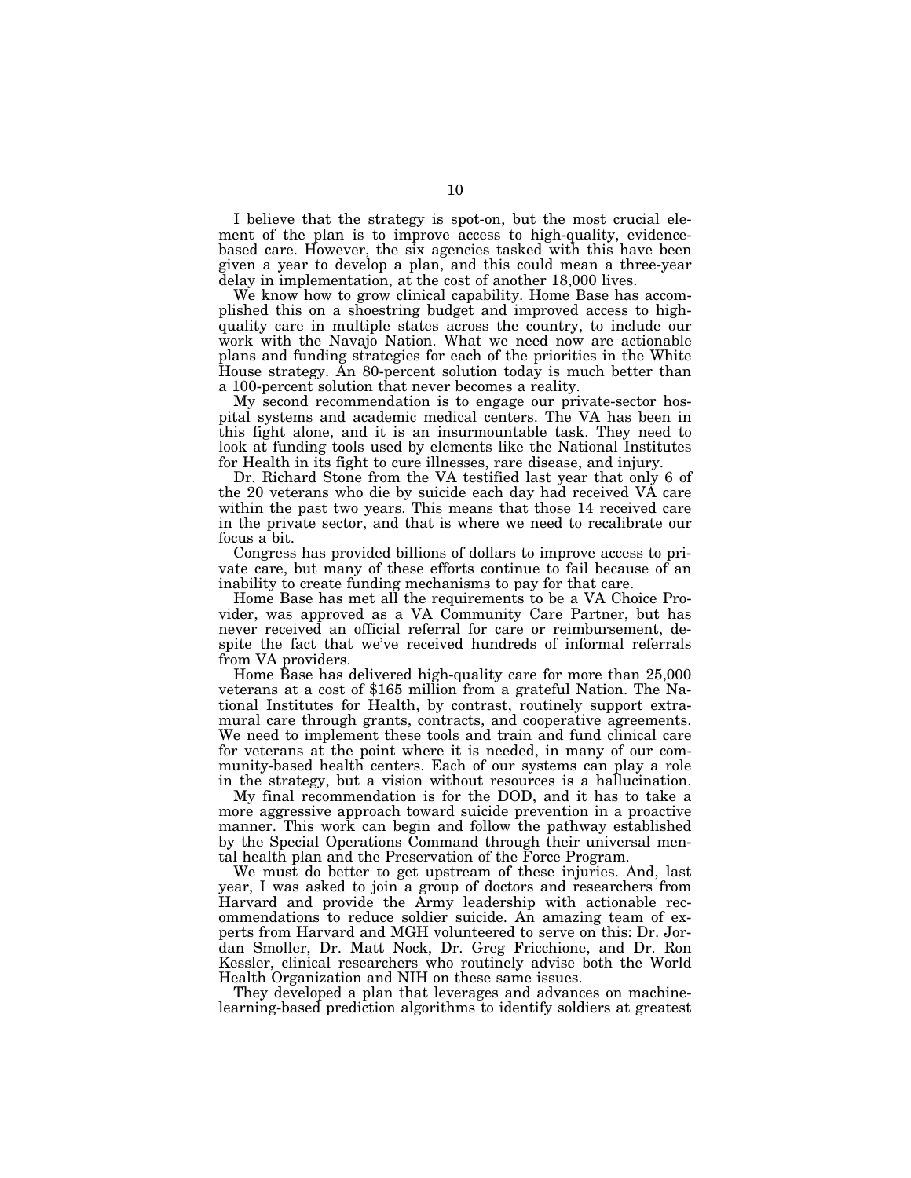I believe that the strategy is spot-on, but the most crucial element of the plan is to improve access to high-quality, evidence-based care. However, the six agencies tasked with this have been given a year to develop a plan, and this could mean a three-year delay in implementation, at the cost of another 18,000 lives.

We know how to grow clinical capability. Home Base has accomplished this on a shoestring budget and improved access to high-quality care in multiple states across the country, to include our work with the Navajo Nation. What we need now are actionable plans and funding strategies for each of the priorities in the White House strategy. An 80-percent solution today is much better than a 100-percent solution that never becomes a reality.

My second recommendation is to engage our private-sector hospital systems and academic medical centers. The VA has been in this fight alone, and it is an insurmountable task. They need to look at funding tools used by elements like the National Institutes for Health in its fight to cure illnesses, rare disease, and injury.

Dr. Richard Stone from the VA testified last year that only 6 of the 20 veterans who die by suicide each day had received VA care within the past two years. This means that those 14 received care in the private sector, and that is where we need to recalibrate our focus a bit.

Congress has provided billions of dollars to improve access to private care, but many of these efforts continue to fail because of an inability to create funding mechanisms to pay for that care.

Home Base has met all the requirements to be a VA Choice Provider, was approved as a VA Community Care Partner, but has never received an official referral for care or reimbursement, despite the fact that we've received hundreds of informal referrals from VA providers.

Home Base has delivered high-quality care for more than 25,000 veterans at a cost of $165 million from a grateful Nation. The National Institutes for Health, by contrast, routinely support extramural care through grants, contracts, and cooperative agreements. We need to implement these tools and train and fund clinical care for veterans at the point where it is needed, in many of our community-based health centers. Each of our systems can play a role in the strategy, but a vision without resources is a hallucination.

My final recommendation is for the DOD, and it has to take a more aggressive approach toward suicide prevention in a proactive manner. This work can begin and follow the pathway established by the Special Operations Command through their universal mental health plan and the Preservation of the Force Program.

We must do better to get upstream of these injuries. And, last year, I was asked to join a group of doctors and researchers from Harvard and provide the Army leadership with actionable recommendations to reduce soldier suicide. An amazing team of experts from Harvard and MGH volunteered to serve on this: Dr. Jordan Smoller, Dr. Matt Nock, Dr. Greg Fricchione, and Dr. Ron Kessler, clinical researchers who routinely advise both the World Health Organization and NIH on these same issues.

They developed a plan that leverages and advances on machine-learning-based prediction algorithms to identify soldiers at greatest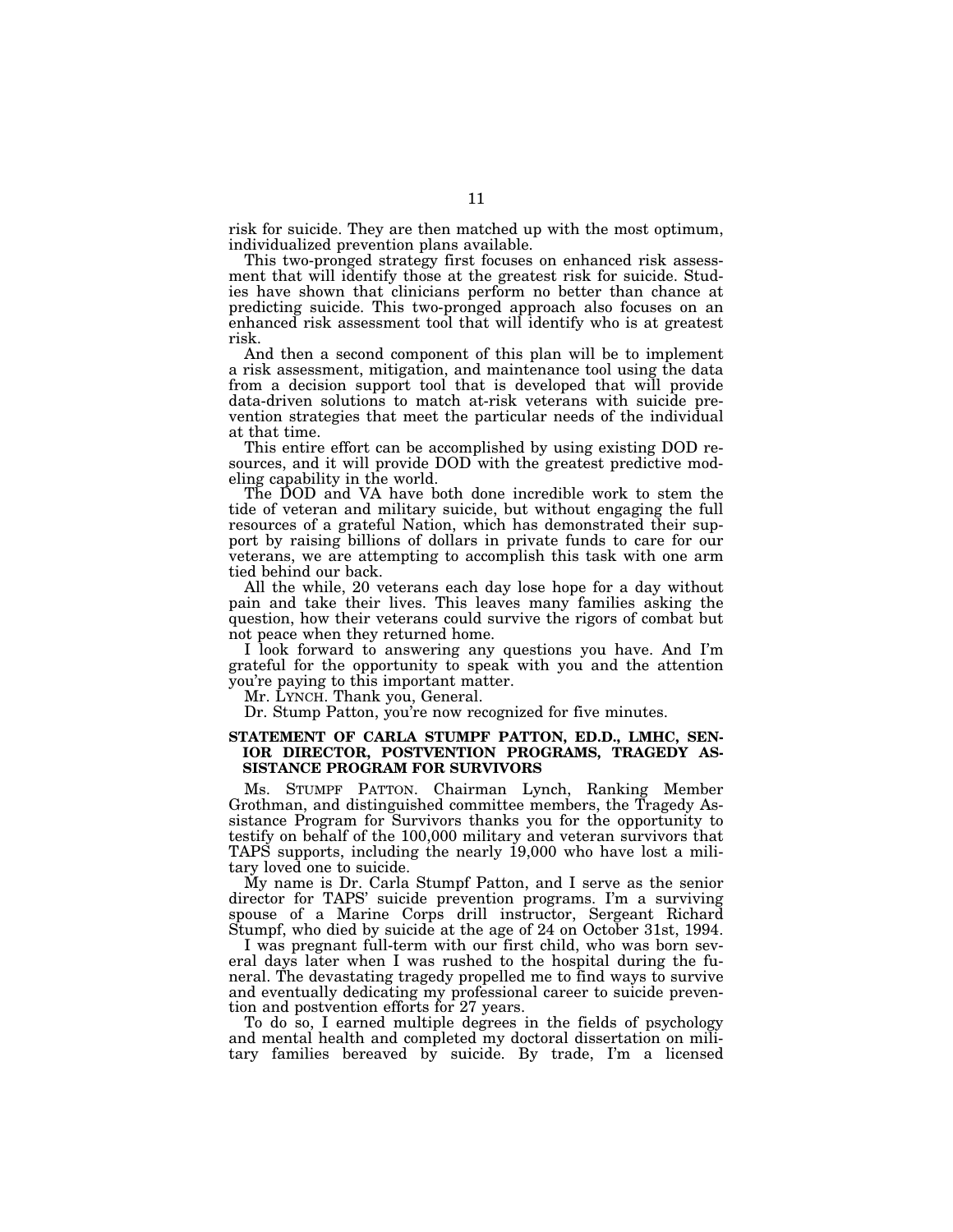risk for suicide. They are then matched up with the most optimum, individualized prevention plans available.

This two-pronged strategy first focuses on enhanced risk assessment that will identify those at the greatest risk for suicide. Studies have shown that clinicians perform no better than chance at predicting suicide. This two-pronged approach also focuses on an enhanced risk assessment tool that will identify who is at greatest risk.

And then a second component of this plan will be to implement a risk assessment, mitigation, and maintenance tool using the data from a decision support tool that is developed that will provide data-driven solutions to match at-risk veterans with suicide prevention strategies that meet the particular needs of the individual at that time.

This entire effort can be accomplished by using existing DOD resources, and it will provide DOD with the greatest predictive modeling capability in the world.

The DOD and VA have both done incredible work to stem the tide of veteran and military suicide, but without engaging the full resources of a grateful Nation, which has demonstrated their support by raising billions of dollars in private funds to care for our veterans, we are attempting to accomplish this task with one arm tied behind our back.

All the while, 20 veterans each day lose hope for a day without pain and take their lives. This leaves many families asking the question, how their veterans could survive the rigors of combat but not peace when they returned home.

I look forward to answering any questions you have. And I'm grateful for the opportunity to speak with you and the attention you're paying to this important matter.

Mr. LYNCH. Thank you, General.

Dr. Stump Patton, you're now recognized for five minutes.

## STATEMENT OF CARLA STUMPF PATTON, ED.D., LMHC, SENIOR DIRECTOR, POSTVENTION PROGRAMS, TRAGEDY ASSISTANCE PROGRAM FOR SURVIVORS

Ms. STUMPF PATTON. Chairman Lynch, Ranking Member Grothman, and distinguished committee members, the Tragedy Assistance Program for Survivors thanks you for the opportunity to testify on behalf of the 100,000 military and veteran survivors that TAPS supports, including the nearly 19,000 who have lost a military loved one to suicide.

My name is Dr. Carla Stumpf Patton, and I serve as the senior director for TAPS' suicide prevention programs. I'm a surviving spouse of a Marine Corps drill instructor, Sergeant Richard Stumpf, who died by suicide at the age of 24 on October 31st, 1994.

I was pregnant full-term with our first child, who was born several days later when I was rushed to the hospital during the funeral. The devastating tragedy propelled me to find ways to survive and eventually dedicating my professional career to suicide prevention and postvention efforts for 27 years.

To do so, I earned multiple degrees in the fields of psychology and mental health and completed my doctoral dissertation on military families bereaved by suicide. By trade, I'm a licensed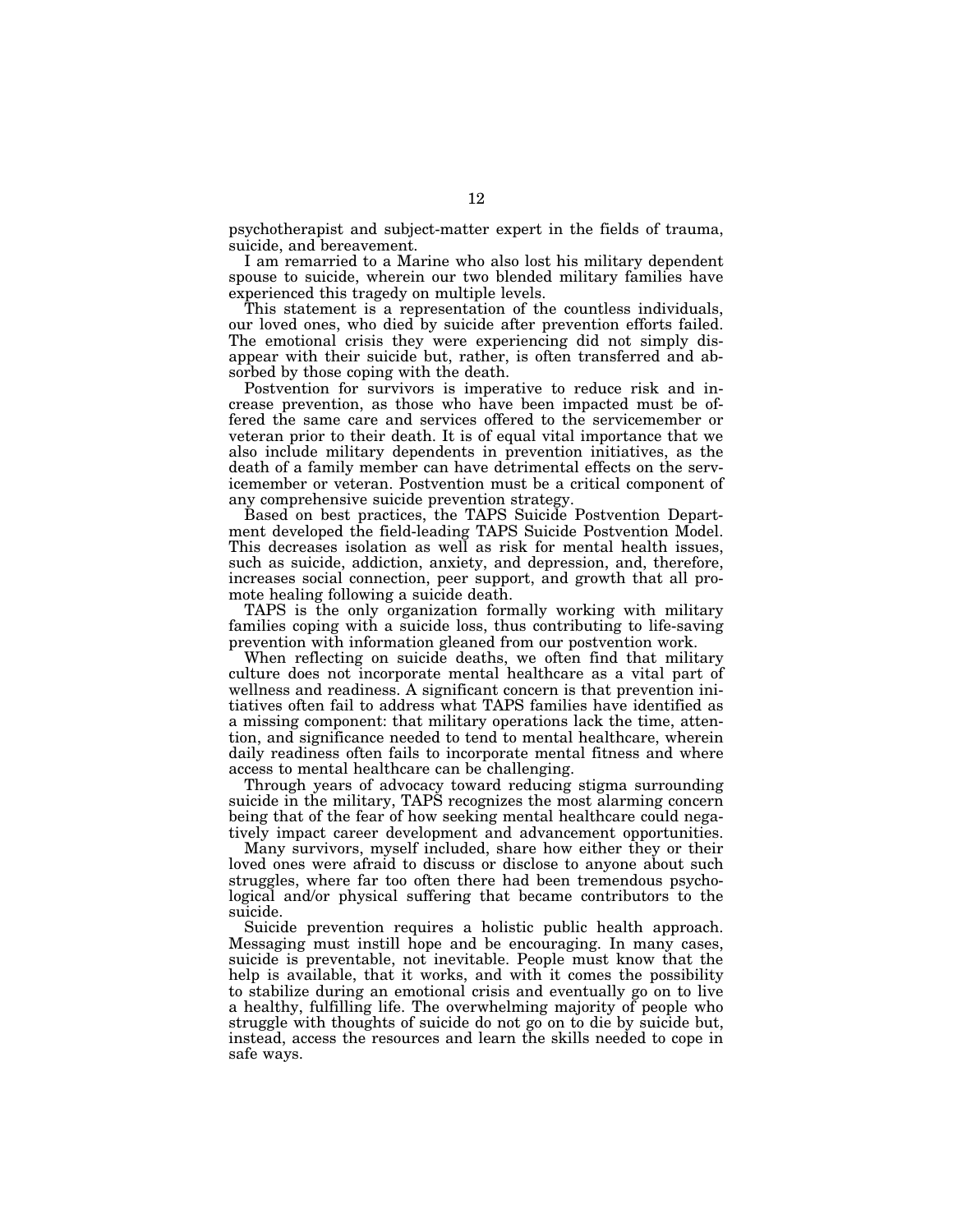psychotherapist and subject-matter expert in the fields of trauma, suicide, and bereavement.

I am remarried to a Marine who also lost his military dependent spouse to suicide, wherein our two blended military families have experienced this tragedy on multiple levels.

This statement is a representation of the countless individuals, our loved ones, who died by suicide after prevention efforts failed. The emotional crisis they were experiencing did not simply disappear with their suicide but, rather, is often transferred and absorbed by those coping with the death.

Postvention for survivors is imperative to reduce risk and increase prevention, as those who have been impacted must be offered the same care and services offered to the servicemember or veteran prior to their death. It is of equal vital importance that we also include military dependents in prevention initiatives, as the death of a family member can have detrimental effects on the servicemember or veteran. Postvention must be a critical component of any comprehensive suicide prevention strategy.

Based on best practices, the TAPS Suicide Postvention Department developed the field-leading TAPS Suicide Postvention Model. This decreases isolation as well as risk for mental health issues, such as suicide, addiction, anxiety, and depression, and, therefore, increases social connection, peer support, and growth that all promote healing following a suicide death.

TAPS is the only organization formally working with military families coping with a suicide loss, thus contributing to life-saving prevention with information gleaned from our postvention work.

When reflecting on suicide deaths, we often find that military culture does not incorporate mental healthcare as a vital part of wellness and readiness. A significant concern is that prevention initiatives often fail to address what TAPS families have identified as a missing component: that military operations lack the time, attention, and significance needed to tend to mental healthcare, wherein daily readiness often fails to incorporate mental fitness and where access to mental healthcare can be challenging.

Through years of advocacy toward reducing stigma surrounding suicide in the military, TAPS recognizes the most alarming concern being that of the fear of how seeking mental healthcare could negatively impact career development and advancement opportunities.

Many survivors, myself included, share how either they or their loved ones were afraid to discuss or disclose to anyone about such struggles, where far too often there had been tremendous psychological and/or physical suffering that became contributors to the suicide.

Suicide prevention requires a holistic public health approach. Messaging must instill hope and be encouraging. In many cases, suicide is preventable, not inevitable. People must know that the help is available, that it works, and with it comes the possibility to stabilize during an emotional crisis and eventually go on to live a healthy, fulfilling life. The overwhelming majority of people who struggle with thoughts of suicide do not go on to die by suicide but, instead, access the resources and learn the skills needed to cope in safe ways.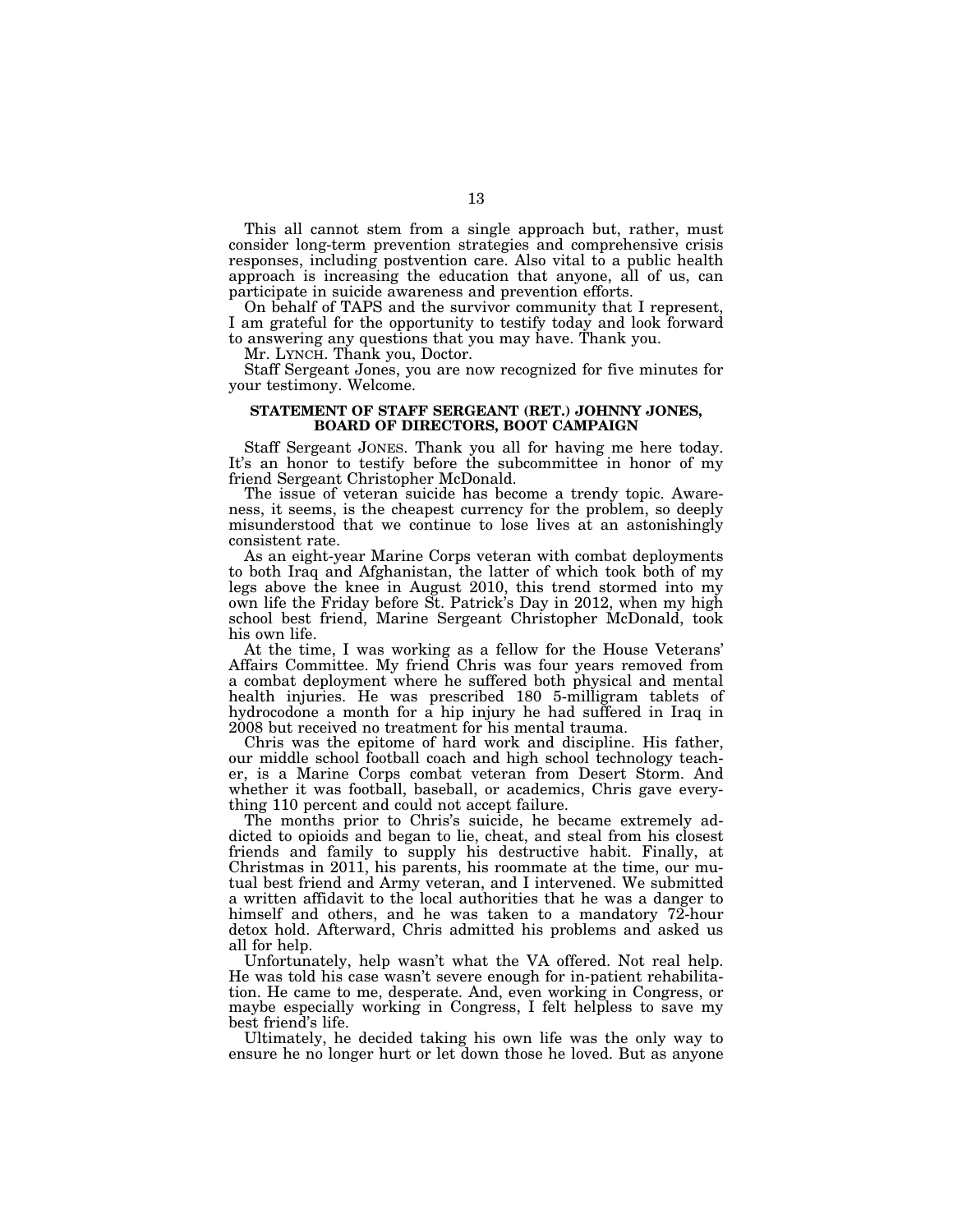This all cannot stem from a single approach but, rather, must consider long-term prevention strategies and comprehensive crisis responses, including postvention care. Also vital to a public health approach is increasing the education that anyone, all of us, can participate in suicide awareness and prevention efforts.

On behalf of TAPS and the survivor community that I represent, I am grateful for the opportunity to testify today and look forward to answering any questions that you may have. Thank you.

Mr. LYNCH. Thank you, Doctor.

Staff Sergeant Jones, you are now recognized for five minutes for your testimony. Welcome.

## STATEMENT OF STAFF SERGEANT (RET.) JOHNNY JONES, BOARD OF DIRECTORS, BOOT CAMPAIGN

Staff Sergeant JONES. Thank you all for having me here today. It's an honor to testify before the subcommittee in honor of my friend Sergeant Christopher McDonald.

The issue of veteran suicide has become a trendy topic. Awareness, it seems, is the cheapest currency for the problem, so deeply misunderstood that we continue to lose lives at an astonishingly consistent rate.

As an eight-year Marine Corps veteran with combat deployments to both Iraq and Afghanistan, the latter of which took both of my legs above the knee in August 2010, this trend stormed into my own life the Friday before St. Patrick's Day in 2012, when my high school best friend, Marine Sergeant Christopher McDonald, took his own life.

At the time, I was working as a fellow for the House Veterans' Affairs Committee. My friend Chris was four years removed from a combat deployment where he suffered both physical and mental health injuries. He was prescribed 180 5-milligram tablets of hydrocodone a month for a hip injury he had suffered in Iraq in 2008 but received no treatment for his mental trauma.

Chris was the epitome of hard work and discipline. His father, our middle school football coach and high school technology teacher, is a Marine Corps combat veteran from Desert Storm. And whether it was football, baseball, or academics, Chris gave everything 110 percent and could not accept failure.

The months prior to Chris's suicide, he became extremely addicted to opioids and began to lie, cheat, and steal from his closest friends and family to supply his destructive habit. Finally, at Christmas in 2011, his parents, his roommate at the time, our mutual best friend and Army veteran, and I intervened. We submitted a written affidavit to the local authorities that he was a danger to himself and others, and he was taken to a mandatory 72-hour detox hold. Afterward, Chris admitted his problems and asked us all for help.

Unfortunately, help wasn't what the VA offered. Not real help. He was told his case wasn't severe enough for in-patient rehabilitation. He came to me, desperate. And, even working in Congress, or maybe especially working in Congress, I felt helpless to save my best friend's life.

Ultimately, he decided taking his own life was the only way to ensure he no longer hurt or let down those he loved. But as anyone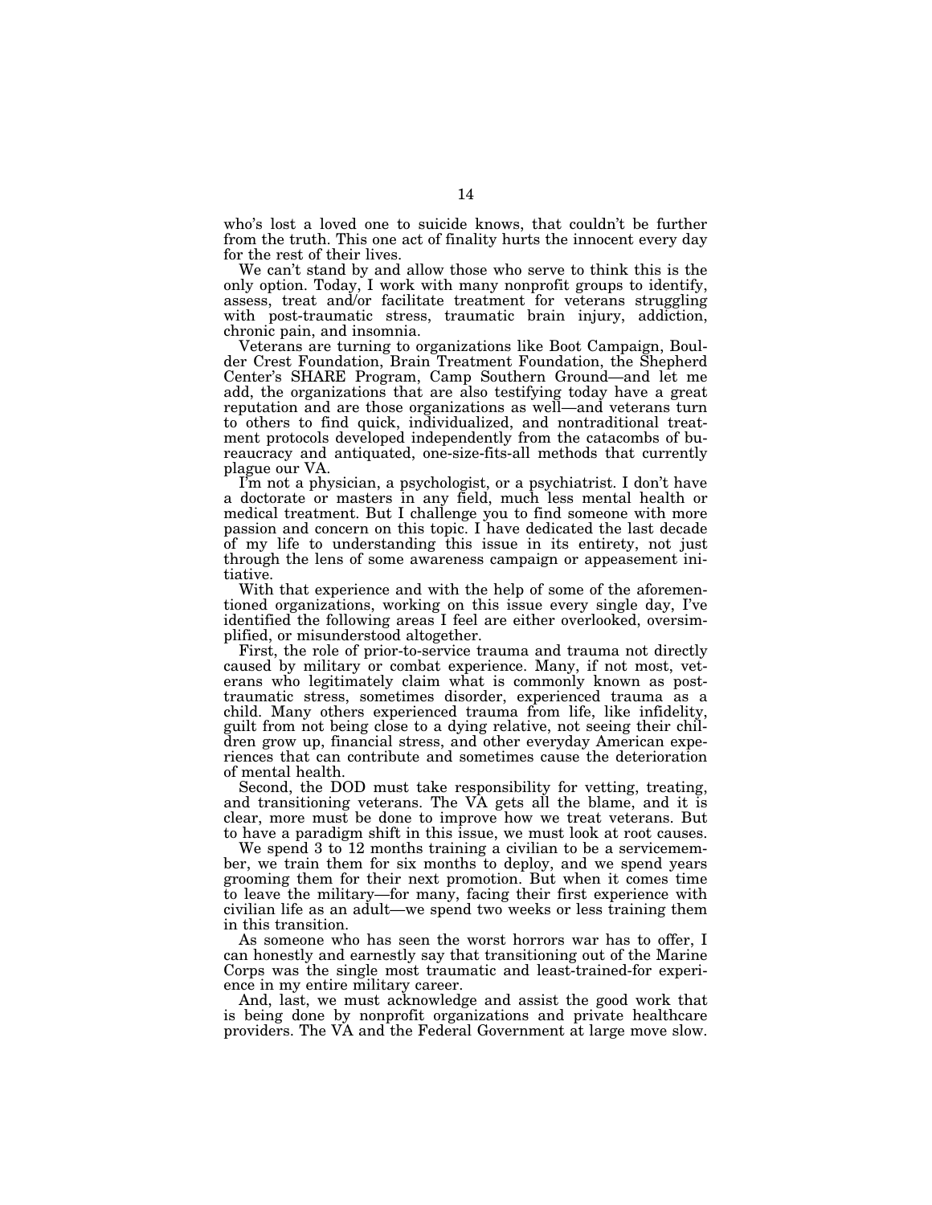who's lost a loved one to suicide knows, that couldn't be further from the truth. This one act of finality hurts the innocent every day for the rest of their lives.

We can't stand by and allow those who serve to think this is the only option. Today, I work with many nonprofit groups to identify, assess, treat and/or facilitate treatment for veterans struggling with post-traumatic stress, traumatic brain injury, addiction, chronic pain, and insomnia.

Veterans are turning to organizations like Boot Campaign, Boulder Crest Foundation, Brain Treatment Foundation, the Shepherd Center's SHARE Program, Camp Southern Ground—and let me add, the organizations that are also testifying today have a great reputation and are those organizations as well—and veterans turn to others to find quick, individualized, and nontraditional treatment protocols developed independently from the catacombs of bureaucracy and antiquated, one-size-fits-all methods that currently plague our VA.

I'm not a physician, a psychologist, or a psychiatrist. I don't have a doctorate or masters in any field, much less mental health or medical treatment. But I challenge you to find someone with more passion and concern on this topic. I have dedicated the last decade of my life to understanding this issue in its entirety, not just through the lens of some awareness campaign or appeasement initiative.

With that experience and with the help of some of the aforementioned organizations, working on this issue every single day, I've identified the following areas I feel are either overlooked, oversimplified, or misunderstood altogether.

First, the role of prior-to-service trauma and trauma not directly caused by military or combat experience. Many, if not most, veterans who legitimately claim what is commonly known as post-traumatic stress, sometimes disorder, experienced trauma as a child. Many others experienced trauma from life, like infidelity, guilt from not being close to a dying relative, not seeing their children grow up, financial stress, and other everyday American experiences that can contribute and sometimes cause the deterioration of mental health.

Second, the DOD must take responsibility for vetting, treating, and transitioning veterans. The VA gets all the blame, and it is clear, more must be done to improve how we treat veterans. But to have a paradigm shift in this issue, we must look at root causes.

We spend 3 to 12 months training a civilian to be a servicemember, we train them for six months to deploy, and we spend years grooming them for their next promotion. But when it comes time to leave the military—for many, facing their first experience with civilian life as an adult—we spend two weeks or less training them in this transition.

As someone who has seen the worst horrors war has to offer, I can honestly and earnestly say that transitioning out of the Marine Corps was the single most traumatic and least-trained-for experience in my entire military career.

And, last, we must acknowledge and assist the good work that is being done by nonprofit organizations and private healthcare providers. The VA and the Federal Government at large move slow.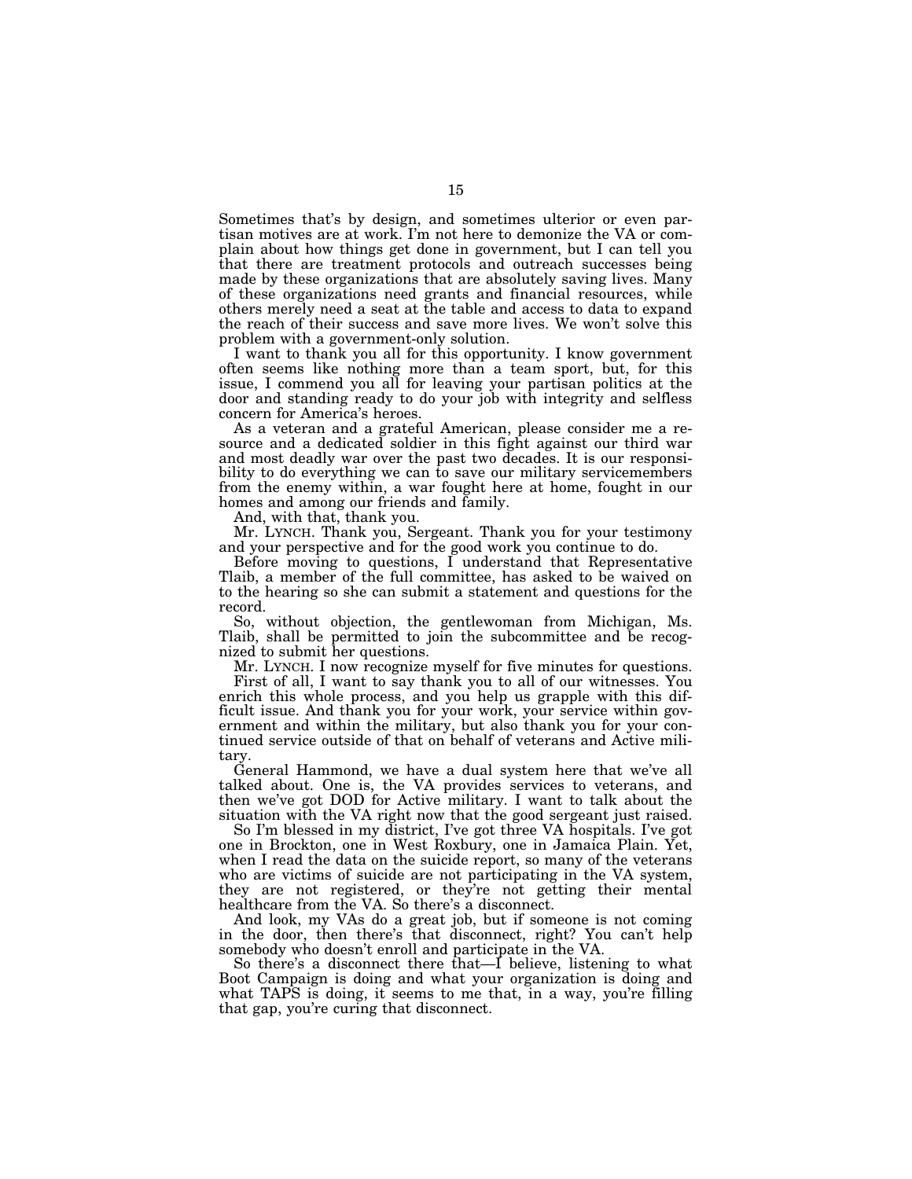Sometimes that's by design, and sometimes ulterior or even partisan motives are at work. I'm not here to demonize the VA or complain about how things get done in government, but I can tell you that there are treatment protocols and outreach successes being made by these organizations that are absolutely saving lives. Many of these organizations need grants and financial resources, while others merely need a seat at the table and access to data to expand the reach of their success and save more lives. We won't solve this problem with a government-only solution.

I want to thank you all for this opportunity. I know government often seems like nothing more than a team sport, but, for this issue, I commend you all for leaving your partisan politics at the door and standing ready to do your job with integrity and selfless concern for America's heroes.

As a veteran and a grateful American, please consider me a resource and a dedicated soldier in this fight against our third war and most deadly war over the past two decades. It is our responsibility to do everything we can to save our military servicemembers from the enemy within, a war fought here at home, fought in our homes and among our friends and family.

And, with that, thank you.

Mr. LYNCH. Thank you, Sergeant. Thank you for your testimony and your perspective and for the good work you continue to do.

Before moving to questions, I understand that Representative Tlaib, a member of the full committee, has asked to be waived on to the hearing so she can submit a statement and questions for the record.

So, without objection, the gentlewoman from Michigan, Ms. Tlaib, shall be permitted to join the subcommittee and be recognized to submit her questions.

Mr. LYNCH. I now recognize myself for five minutes for questions.

First of all, I want to say thank you to all of our witnesses. You enrich this whole process, and you help us grapple with this difficult issue. And thank you for your work, your service within government and within the military, but also thank you for your continued service outside of that on behalf of veterans and Active military.

General Hammond, we have a dual system here that we've all talked about. One is, the VA provides services to veterans, and then we've got DOD for Active military. I want to talk about the situation with the VA right now that the good sergeant just raised.

So I'm blessed in my district, I've got three VA hospitals. I've got one in Brockton, one in West Roxbury, one in Jamaica Plain. Yet, when I read the data on the suicide report, so many of the veterans who are victims of suicide are not participating in the VA system, they are not registered, or they're not getting their mental healthcare from the VA. So there's a disconnect.

And look, my VAs do a great job, but if someone is not coming in the door, then there's that disconnect, right? You can't help somebody who doesn't enroll and participate in the VA.

So there's a disconnect there that—I believe, listening to what Boot Campaign is doing and what your organization is doing and what TAPS is doing, it seems to me that, in a way, you're filling that gap, you're curing that disconnect.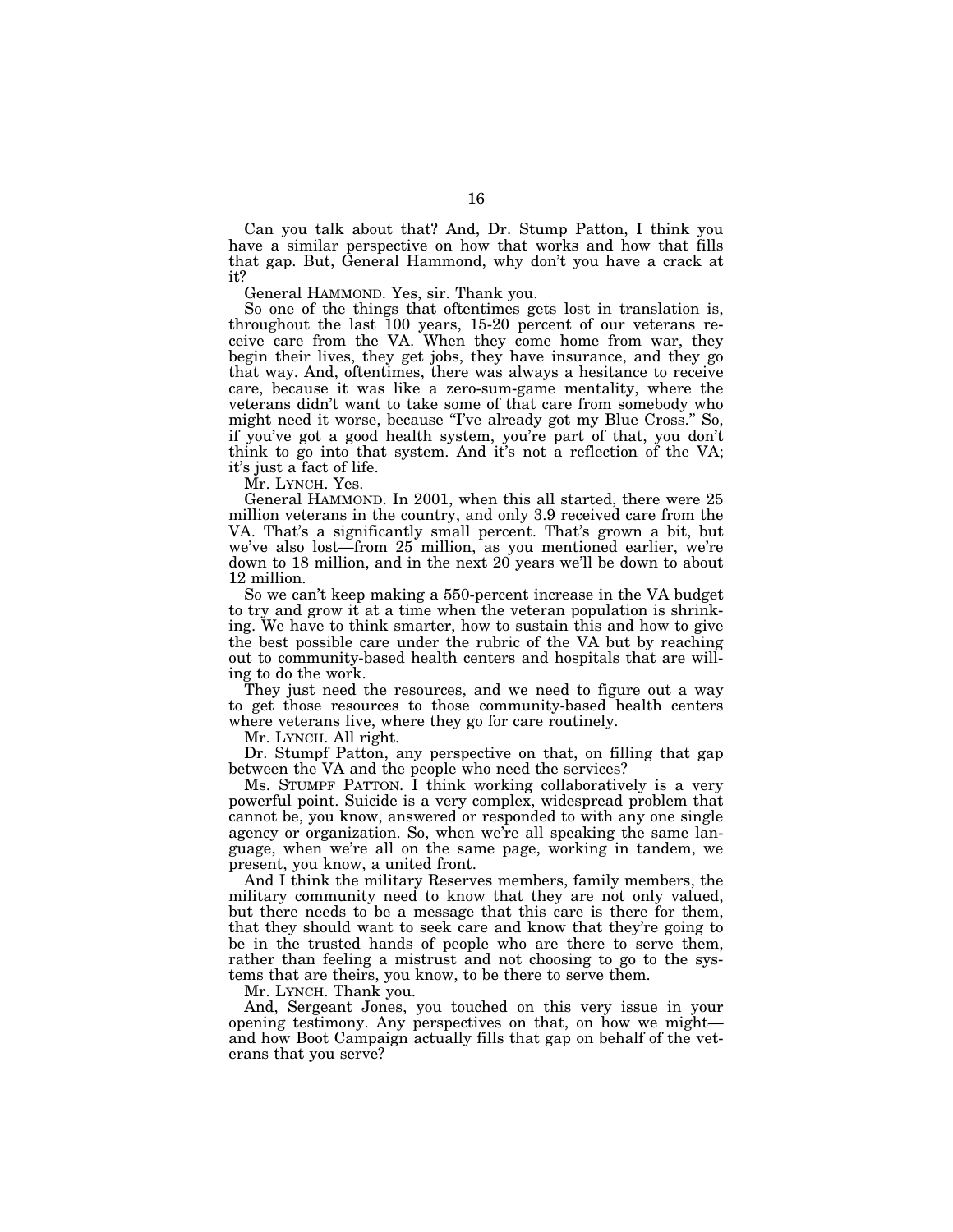Can you talk about that? And, Dr. Stump Patton, I think you have a similar perspective on how that works and how that fills that gap. But, General Hammond, why don't you have a crack at it?

General HAMMOND. Yes, sir. Thank you.

So one of the things that oftentimes gets lost in translation is, throughout the last 100 years, 15-20 percent of our veterans receive care from the VA. When they come home from war, they begin their lives, they get jobs, they have insurance, and they go that way. And, oftentimes, there was always a hesitance to receive care, because it was like a zero-sum-game mentality, where the veterans didn't want to take some of that care from somebody who might need it worse, because "I've already got my Blue Cross." So, if you've got a good health system, you're part of that, you don't think to go into that system. And it's not a reflection of the VA; it's just a fact of life.

Mr. LYNCH. Yes.

General HAMMOND. In 2001, when this all started, there were 25 million veterans in the country, and only 3.9 received care from the VA. That's a significantly small percent. That's grown a bit, but we've also lost—from 25 million, as you mentioned earlier, we're down to 18 million, and in the next 20 years we'll be down to about 12 million.

So we can't keep making a 550-percent increase in the VA budget to try and grow it at a time when the veteran population is shrinking. We have to think smarter, how to sustain this and how to give the best possible care under the rubric of the VA but by reaching out to community-based health centers and hospitals that are willing to do the work.

They just need the resources, and we need to figure out a way to get those resources to those community-based health centers where veterans live, where they go for care routinely.

Mr. LYNCH. All right.

Dr. Stumpf Patton, any perspective on that, on filling that gap between the VA and the people who need the services?

Ms. STUMPF PATTON. I think working collaboratively is a very powerful point. Suicide is a very complex, widespread problem that cannot be, you know, answered or responded to with any one single agency or organization. So, when we're all speaking the same language, when we're all on the same page, working in tandem, we present, you know, a united front.

And I think the military Reserves members, family members, the military community need to know that they are not only valued, but there needs to be a message that this care is there for them, that they should want to seek care and know that they're going to be in the trusted hands of people who are there to serve them, rather than feeling a mistrust and not choosing to go to the systems that are theirs, you know, to be there to serve them.

Mr. LYNCH. Thank you.

And, Sergeant Jones, you touched on this very issue in your opening testimony. Any perspectives on that, on how we might—and how Boot Campaign actually fills that gap on behalf of the veterans that you serve?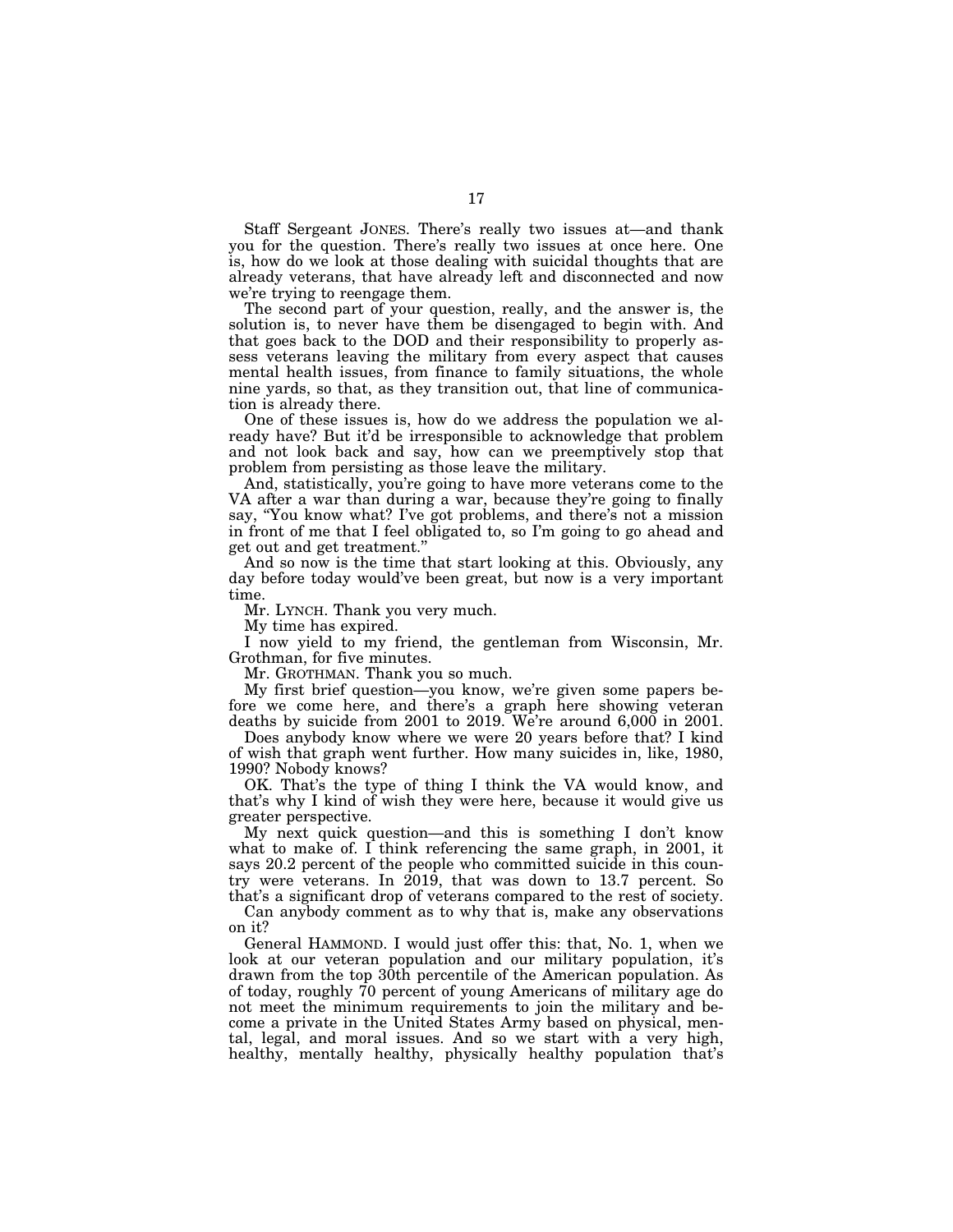Staff Sergeant JONES. There's really two issues at—and thank you for the question. There's really two issues at once here. One is, how do we look at those dealing with suicidal thoughts that are already veterans, that have already left and disconnected and now we're trying to reengage them.

The second part of your question, really, and the answer is, the solution is, to never have them be disengaged to begin with. And that goes back to the DOD and their responsibility to properly assess veterans leaving the military from every aspect that causes mental health issues, from finance to family situations, the whole nine yards, so that, as they transition out, that line of communication is already there.

One of these issues is, how do we address the population we already have? But it'd be irresponsible to acknowledge that problem and not look back and say, how can we preemptively stop that problem from persisting as those leave the military.

And, statistically, you're going to have more veterans come to the VA after a war than during a war, because they're going to finally say, "You know what? I've got problems, and there's not a mission in front of me that I feel obligated to, so I'm going to go ahead and get out and get treatment."

And so now is the time that start looking at this. Obviously, any day before today would've been great, but now is a very important time.

Mr. LYNCH. Thank you very much.

My time has expired.

I now yield to my friend, the gentleman from Wisconsin, Mr. Grothman, for five minutes.

Mr. GROTHMAN. Thank you so much.

My first brief question—you know, we're given some papers before we come here, and there's a graph here showing veteran deaths by suicide from 2001 to 2019. We're around 6,000 in 2001.

Does anybody know where we were 20 years before that? I kind of wish that graph went further. How many suicides in, like, 1980, 1990? Nobody knows?

OK. That's the type of thing I think the VA would know, and that's why I kind of wish they were here, because it would give us greater perspective.

My next quick question—and this is something I don't know what to make of. I think referencing the same graph, in 2001, it says 20.2 percent of the people who committed suicide in this country were veterans. In 2019, that was down to 13.7 percent. So that's a significant drop of veterans compared to the rest of society.

Can anybody comment as to why that is, make any observations on it?

General HAMMOND. I would just offer this: that, No. 1, when we look at our veteran population and our military population, it's drawn from the top 30th percentile of the American population. As of today, roughly 70 percent of young Americans of military age do not meet the minimum requirements to join the military and become a private in the United States Army based on physical, mental, legal, and moral issues. And so we start with a very high, healthy, mentally healthy, physically healthy population that's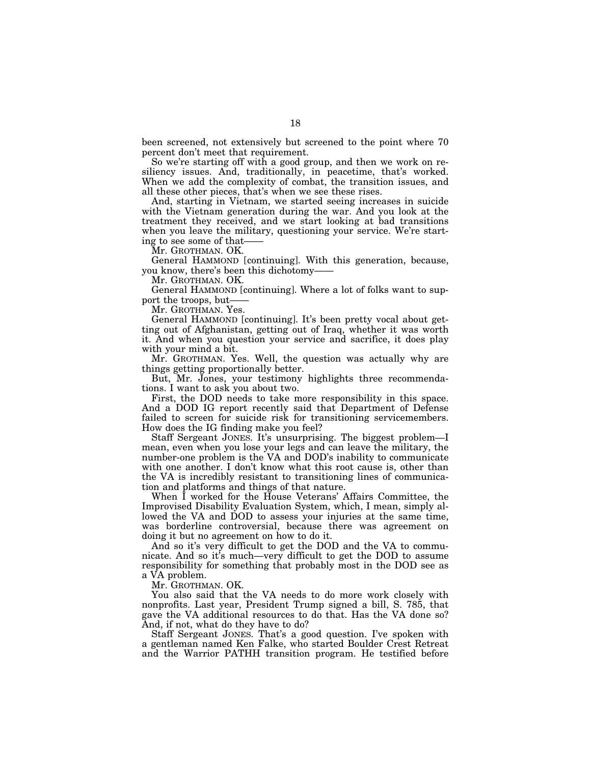been screened, not extensively but screened to the point where 70 percent don't meet that requirement.

So we're starting off with a good group, and then we work on resiliency issues. And, traditionally, in peacetime, that's worked. When we add the complexity of combat, the transition issues, and all these other pieces, that's when we see these rises.

And, starting in Vietnam, we started seeing increases in suicide with the Vietnam generation during the war. And you look at the treatment they received, and we start looking at bad transitions when you leave the military, questioning your service. We're starting to see some of that——

Mr. GROTHMAN. OK.

General HAMMOND [continuing]. With this generation, because, you know, there's been this dichotomy——

Mr. GROTHMAN. OK.

General HAMMOND [continuing]. Where a lot of folks want to support the troops, but——

Mr. GROTHMAN. Yes.

General HAMMOND [continuing]. It's been pretty vocal about getting out of Afghanistan, getting out of Iraq, whether it was worth it. And when you question your service and sacrifice, it does play with your mind a bit.

Mr. GROTHMAN. Yes. Well, the question was actually why are things getting proportionally better.

But, Mr. Jones, your testimony highlights three recommendations. I want to ask you about two.

First, the DOD needs to take more responsibility in this space. And a DOD IG report recently said that Department of Defense failed to screen for suicide risk for transitioning servicemembers. How does the IG finding make you feel?

Staff Sergeant JONES. It's unsurprising. The biggest problem—I mean, even when you lose your legs and can leave the military, the number-one problem is the VA and DOD's inability to communicate with one another. I don't know what this root cause is, other than the VA is incredibly resistant to transitioning lines of communication and platforms and things of that nature.

When I worked for the House Veterans' Affairs Committee, the Improvised Disability Evaluation System, which, I mean, simply allowed the VA and DOD to assess your injuries at the same time, was borderline controversial, because there was agreement on doing it but no agreement on how to do it.

And so it's very difficult to get the DOD and the VA to communicate. And so it's much—very difficult to get the DOD to assume responsibility for something that probably most in the DOD see as a VA problem.

Mr. GROTHMAN. OK.

You also said that the VA needs to do more work closely with nonprofits. Last year, President Trump signed a bill, S. 785, that gave the VA additional resources to do that. Has the VA done so? And, if not, what do they have to do?

Staff Sergeant JONES. That's a good question. I've spoken with a gentleman named Ken Falke, who started Boulder Crest Retreat and the Warrior PATHH transition program. He testified before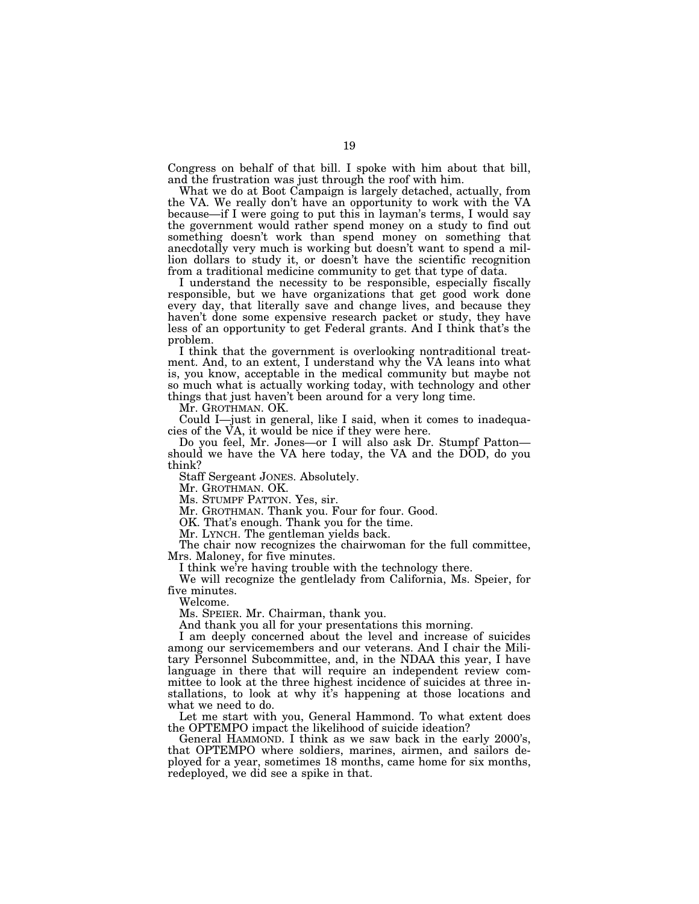Congress on behalf of that bill. I spoke with him about that bill, and the frustration was just through the roof with him.

What we do at Boot Campaign is largely detached, actually, from the VA. We really don't have an opportunity to work with the VA because—if I were going to put this in layman's terms, I would say the government would rather spend money on a study to find out something doesn't work than spend money on something that anecdotally very much is working but doesn't want to spend a million dollars to study it, or doesn't have the scientific recognition from a traditional medicine community to get that type of data.

I understand the necessity to be responsible, especially fiscally responsible, but we have organizations that get good work done every day, that literally save and change lives, and because they haven't done some expensive research packet or study, they have less of an opportunity to get Federal grants. And I think that's the problem.

I think that the government is overlooking nontraditional treatment. And, to an extent, I understand why the VA leans into what is, you know, acceptable in the medical community but maybe not so much what is actually working today, with technology and other things that just haven't been around for a very long time.

Mr. GROTHMAN. OK.

Could I—just in general, like I said, when it comes to inadequacies of the VA, it would be nice if they were here.

Do you feel, Mr. Jones—or I will also ask Dr. Stumpf Patton—should we have the VA here today, the VA and the DOD, do you think?

Staff Sergeant JONES. Absolutely.

Mr. GROTHMAN. OK.

Ms. STUMPF PATTON. Yes, sir.

Mr. GROTHMAN. Thank you. Four for four. Good.

OK. That's enough. Thank you for the time.

Mr. LYNCH. The gentleman yields back.

The chair now recognizes the chairwoman for the full committee, Mrs. Maloney, for five minutes.

I think we're having trouble with the technology there.

We will recognize the gentlelady from California, Ms. Speier, for five minutes.

Welcome.

Ms. SPEIER. Mr. Chairman, thank you.

And thank you all for your presentations this morning.

I am deeply concerned about the level and increase of suicides among our servicemembers and our veterans. And I chair the Military Personnel Subcommittee, and, in the NDAA this year, I have language in there that will require an independent review committee to look at the three highest incidence of suicides at three installations, to look at why it's happening at those locations and what we need to do.

Let me start with you, General Hammond. To what extent does the OPTEMPO impact the likelihood of suicide ideation?

General HAMMOND. I think as we saw back in the early 2000's, that OPTEMPO where soldiers, marines, airmen, and sailors deployed for a year, sometimes 18 months, came home for six months, redeployed, we did see a spike in that.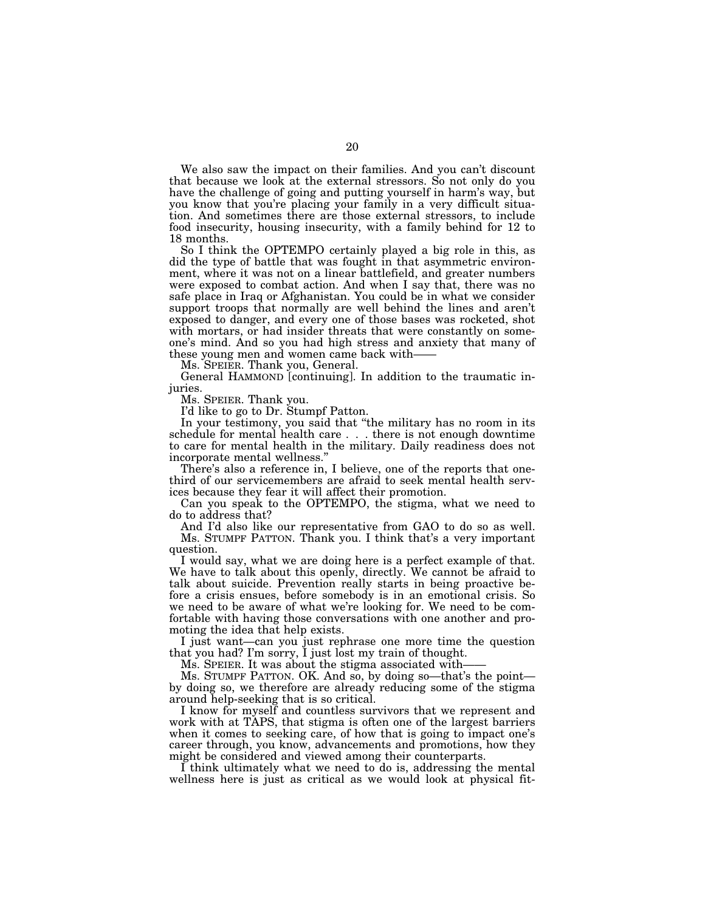We also saw the impact on their families. And you can't discount that because we look at the external stressors. So not only do you have the challenge of going and putting yourself in harm's way, but you know that you're placing your family in a very difficult situation. And sometimes there are those external stressors, to include food insecurity, housing insecurity, with a family behind for 12 to 18 months.

So I think the OPTEMPO certainly played a big role in this, as did the type of battle that was fought in that asymmetric environment, where it was not on a linear battlefield, and greater numbers were exposed to combat action. And when I say that, there was no safe place in Iraq or Afghanistan. You could be in what we consider support troops that normally are well behind the lines and aren't exposed to danger, and every one of those bases was rocketed, shot with mortars, or had insider threats that were constantly on someone's mind. And so you had high stress and anxiety that many of these young men and women came back with——

Ms. SPEIER. Thank you, General.

General HAMMOND [continuing]. In addition to the traumatic injuries.

Ms. SPEIER. Thank you.

I'd like to go to Dr. Stumpf Patton.

In your testimony, you said that "the military has no room in its schedule for mental health care . . . there is not enough downtime to care for mental health in the military. Daily readiness does not incorporate mental wellness."

There's also a reference in, I believe, one of the reports that one-third of our servicemembers are afraid to seek mental health services because they fear it will affect their promotion.

Can you speak to the OPTEMPO, the stigma, what we need to do to address that?

And I'd also like our representative from GAO to do so as well.

Ms. STUMPF PATTON. Thank you. I think that's a very important question.

I would say, what we are doing here is a perfect example of that. We have to talk about this openly, directly. We cannot be afraid to talk about suicide. Prevention really starts in being proactive before a crisis ensues, before somebody is in an emotional crisis. So we need to be aware of what we're looking for. We need to be comfortable with having those conversations with one another and promoting the idea that help exists.

I just want—can you just rephrase one more time the question that you had? I'm sorry, I just lost my train of thought.

Ms. SPEIER. It was about the stigma associated with——

Ms. STUMPF PATTON. OK. And so, by doing so—that's the point—by doing so, we therefore are already reducing some of the stigma around help-seeking that is so critical.

I know for myself and countless survivors that we represent and work with at TAPS, that stigma is often one of the largest barriers when it comes to seeking care, of how that is going to impact one's career through, you know, advancements and promotions, how they might be considered and viewed among their counterparts.

I think ultimately what we need to do is, addressing the mental wellness here is just as critical as we would look at physical fit-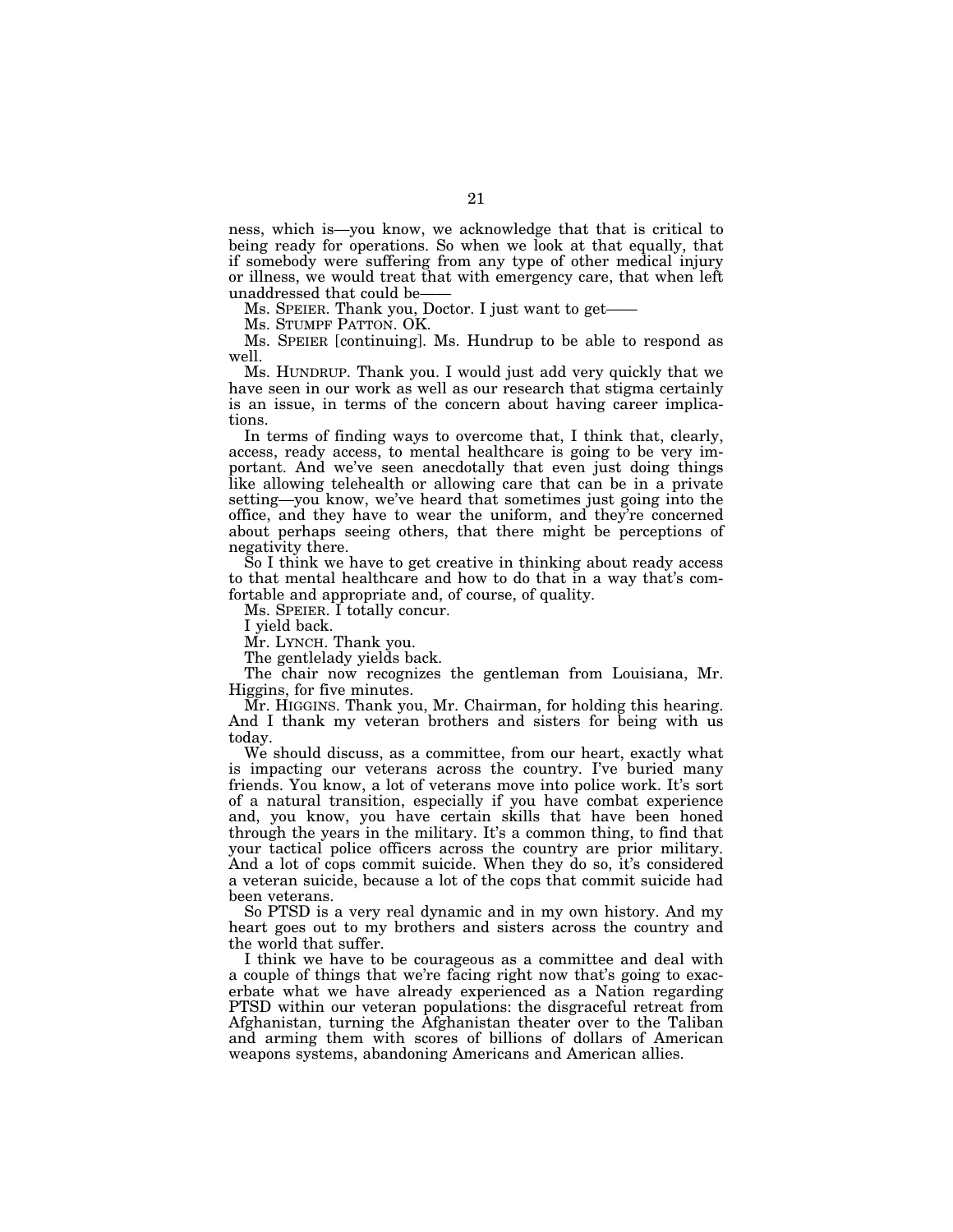ness, which is—you know, we acknowledge that that is critical to being ready for operations. So when we look at that equally, that if somebody were suffering from any type of other medical injury or illness, we would treat that with emergency care, that when left unaddressed that could be——

Ms. SPEIER. Thank you, Doctor. I just want to get——

Ms. STUMPF PATTON. OK.

Ms. SPEIER [continuing]. Ms. Hundrup to be able to respond as well.

Ms. HUNDRUP. Thank you. I would just add very quickly that we have seen in our work as well as our research that stigma certainly is an issue, in terms of the concern about having career implications.

In terms of finding ways to overcome that, I think that, clearly, access, ready access, to mental healthcare is going to be very important. And we've seen anecdotally that even just doing things like allowing telehealth or allowing care that can be in a private setting—you know, we've heard that sometimes just going into the office, and they have to wear the uniform, and they're concerned about perhaps seeing others, that there might be perceptions of negativity there.

So I think we have to get creative in thinking about ready access to that mental healthcare and how to do that in a way that's comfortable and appropriate and, of course, of quality.

Ms. SPEIER. I totally concur.

I yield back.

Mr. LYNCH. Thank you.

The gentlelady yields back.

The chair now recognizes the gentleman from Louisiana, Mr. Higgins, for five minutes.

Mr. HIGGINS. Thank you, Mr. Chairman, for holding this hearing. And I thank my veteran brothers and sisters for being with us today.

We should discuss, as a committee, from our heart, exactly what is impacting our veterans across the country. I've buried many friends. You know, a lot of veterans move into police work. It's sort of a natural transition, especially if you have combat experience and, you know, you have certain skills that have been honed through the years in the military. It's a common thing, to find that your tactical police officers across the country are prior military. And a lot of cops commit suicide. When they do so, it's considered a veteran suicide, because a lot of the cops that commit suicide had been veterans.

So PTSD is a very real dynamic and in my own history. And my heart goes out to my brothers and sisters across the country and the world that suffer.

I think we have to be courageous as a committee and deal with a couple of things that we're facing right now that's going to exacerbate what we have already experienced as a Nation regarding PTSD within our veteran populations: the disgraceful retreat from Afghanistan, turning the Afghanistan theater over to the Taliban and arming them with scores of billions of dollars of American weapons systems, abandoning Americans and American allies.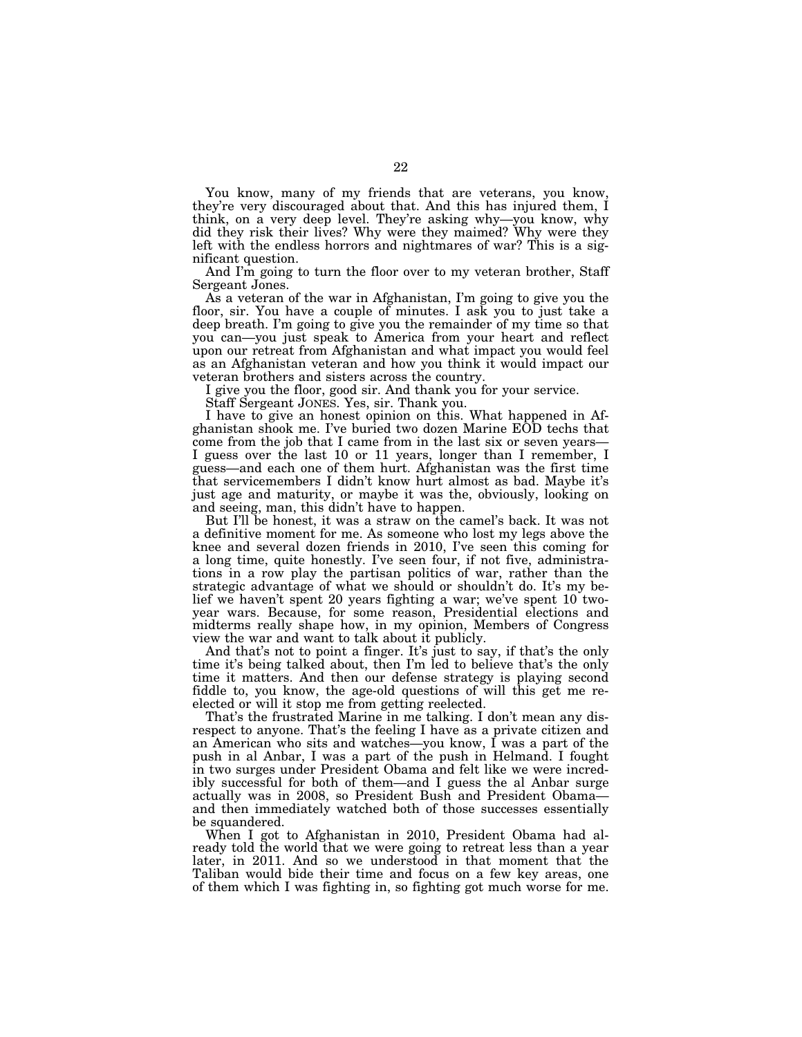You know, many of my friends that are veterans, you know, they're very discouraged about that. And this has injured them, I think, on a very deep level. They're asking why—you know, why did they risk their lives? Why were they maimed? Why were they left with the endless horrors and nightmares of war? This is a significant question.

And I'm going to turn the floor over to my veteran brother, Staff Sergeant Jones.

As a veteran of the war in Afghanistan, I'm going to give you the floor, sir. You have a couple of minutes. I ask you to just take a deep breath. I'm going to give you the remainder of my time so that you can—you just speak to America from your heart and reflect upon our retreat from Afghanistan and what impact you would feel as an Afghanistan veteran and how you think it would impact our veteran brothers and sisters across the country.

I give you the floor, good sir. And thank you for your service.

Staff Sergeant JONES. Yes, sir. Thank you.

I have to give an honest opinion on this. What happened in Afghanistan shook me. I've buried two dozen Marine EOD techs that come from the job that I came from in the last six or seven years—I guess over the last 10 or 11 years, longer than I remember, I guess—and each one of them hurt. Afghanistan was the first time that servicemembers I didn't know hurt almost as bad. Maybe it's just age and maturity, or maybe it was the, obviously, looking on and seeing, man, this didn't have to happen.

But I'll be honest, it was a straw on the camel's back. It was not a definitive moment for me. As someone who lost my legs above the knee and several dozen friends in 2010, I've seen this coming for a long time, quite honestly. I've seen four, if not five, administrations in a row play the partisan politics of war, rather than the strategic advantage of what we should or shouldn't do. It's my belief we haven't spent 20 years fighting a war; we've spent 10 two-year wars. Because, for some reason, Presidential elections and midterms really shape how, in my opinion, Members of Congress view the war and want to talk about it publicly.

And that's not to point a finger. It's just to say, if that's the only time it's being talked about, then I'm led to believe that's the only time it matters. And then our defense strategy is playing second fiddle to, you know, the age-old questions of will this get me reelected or will it stop me from getting reelected.

That's the frustrated Marine in me talking. I don't mean any disrespect to anyone. That's the feeling I have as a private citizen and an American who sits and watches—you know, I was a part of the push in al Anbar, I was a part of the push in Helmand. I fought in two surges under President Obama and felt like we were incredibly successful for both of them—and I guess the al Anbar surge actually was in 2008, so President Bush and President Obama—and then immediately watched both of those successes essentially be squandered.

When I got to Afghanistan in 2010, President Obama had already told the world that we were going to retreat less than a year later, in 2011. And so we understood in that moment that the Taliban would bide their time and focus on a few key areas, one of them which I was fighting in, so fighting got much worse for me.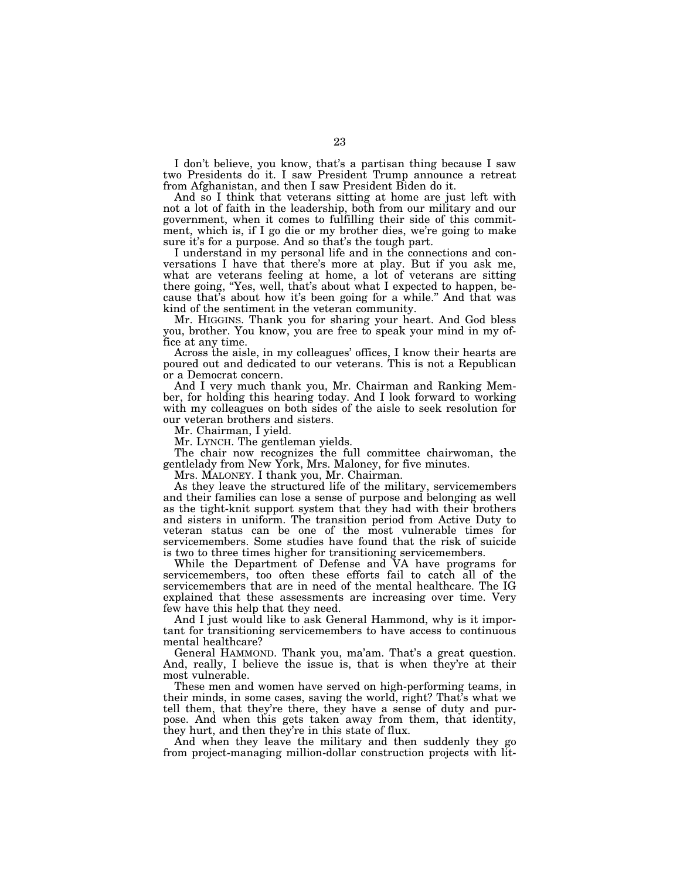I don't believe, you know, that's a partisan thing because I saw two Presidents do it. I saw President Trump announce a retreat from Afghanistan, and then I saw President Biden do it.

And so I think that veterans sitting at home are just left with not a lot of faith in the leadership, both from our military and our government, when it comes to fulfilling their side of this commitment, which is, if I go die or my brother dies, we're going to make sure it's for a purpose. And so that's the tough part.

I understand in my personal life and in the connections and conversations I have that there's more at play. But if you ask me, what are veterans feeling at home, a lot of veterans are sitting there going, "Yes, well, that's about what I expected to happen, because that's about how it's been going for a while." And that was kind of the sentiment in the veteran community.

Mr. HIGGINS. Thank you for sharing your heart. And God bless you, brother. You know, you are free to speak your mind in my office at any time.

Across the aisle, in my colleagues' offices, I know their hearts are poured out and dedicated to our veterans. This is not a Republican or a Democrat concern.

And I very much thank you, Mr. Chairman and Ranking Member, for holding this hearing today. And I look forward to working with my colleagues on both sides of the aisle to seek resolution for our veteran brothers and sisters.

Mr. Chairman, I yield.

Mr. LYNCH. The gentleman yields.

The chair now recognizes the full committee chairwoman, the gentlelady from New York, Mrs. Maloney, for five minutes.

Mrs. MALONEY. I thank you, Mr. Chairman.

As they leave the structured life of the military, servicemembers and their families can lose a sense of purpose and belonging as well as the tight-knit support system that they had with their brothers and sisters in uniform. The transition period from Active Duty to veteran status can be one of the most vulnerable times for servicemembers. Some studies have found that the risk of suicide is two to three times higher for transitioning servicemembers.

While the Department of Defense and VA have programs for servicemembers, too often these efforts fail to catch all of the servicemembers that are in need of the mental healthcare. The IG explained that these assessments are increasing over time. Very few have this help that they need.

And I just would like to ask General Hammond, why is it important for transitioning servicemembers to have access to continuous mental healthcare?

General HAMMOND. Thank you, ma'am. That's a great question. And, really, I believe the issue is, that is when they're at their most vulnerable.

These men and women have served on high-performing teams, in their minds, in some cases, saving the world, right? That's what we tell them, that they're there, they have a sense of duty and purpose. And when this gets taken away from them, that identity, they hurt, and then they're in this state of flux.

And when they leave the military and then suddenly they go from project-managing million-dollar construction projects with lit-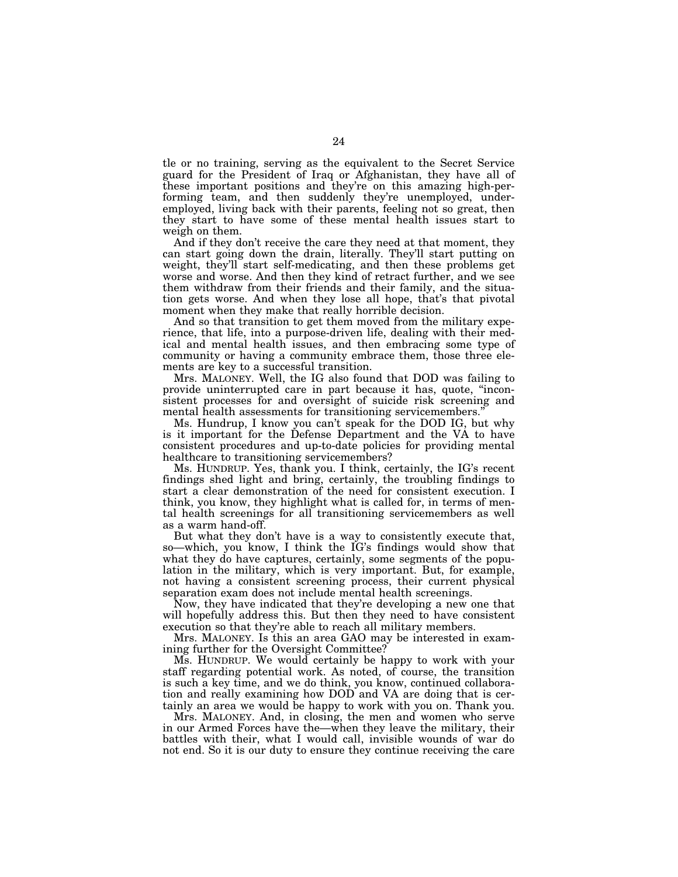tle or no training, serving as the equivalent to the Secret Service guard for the President of Iraq or Afghanistan, they have all of these important positions and they're on this amazing high-performing team, and then suddenly they're unemployed, underemployed, living back with their parents, feeling not so great, then they start to have some of these mental health issues start to weigh on them.

And if they don't receive the care they need at that moment, they can start going down the drain, literally. They'll start putting on weight, they'll start self-medicating, and then these problems get worse and worse. And then they kind of retract further, and we see them withdraw from their friends and their family, and the situation gets worse. And when they lose all hope, that's that pivotal moment when they make that really horrible decision.

And so that transition to get them moved from the military experience, that life, into a purpose-driven life, dealing with their medical and mental health issues, and then embracing some type of community or having a community embrace them, those three elements are key to a successful transition.

Mrs. MALONEY. Well, the IG also found that DOD was failing to provide uninterrupted care in part because it has, quote, "inconsistent processes for and oversight of suicide risk screening and mental health assessments for transitioning servicemembers."

Ms. Hundrup, I know you can't speak for the DOD IG, but why is it important for the Defense Department and the VA to have consistent procedures and up-to-date policies for providing mental healthcare to transitioning servicemembers?

Ms. HUNDRUP. Yes, thank you. I think, certainly, the IG's recent findings shed light and bring, certainly, the troubling findings to start a clear demonstration of the need for consistent execution. I think, you know, they highlight what is called for, in terms of mental health screenings for all transitioning servicemembers as well as a warm hand-off.

But what they don't have is a way to consistently execute that, so—which, you know, I think the IG's findings would show that what they do have captures, certainly, some segments of the population in the military, which is very important. But, for example, not having a consistent screening process, their current physical separation exam does not include mental health screenings.

Now, they have indicated that they're developing a new one that will hopefully address this. But then they need to have consistent execution so that they're able to reach all military members.

Mrs. MALONEY. Is this an area GAO may be interested in examining further for the Oversight Committee?

Ms. HUNDRUP. We would certainly be happy to work with your staff regarding potential work. As noted, of course, the transition is such a key time, and we do think, you know, continued collaboration and really examining how DOD and VA are doing that is certainly an area we would be happy to work with you on. Thank you.

Mrs. MALONEY. And, in closing, the men and women who serve in our Armed Forces have the—when they leave the military, their battles with their, what I would call, invisible wounds of war do not end. So it is our duty to ensure they continue receiving the care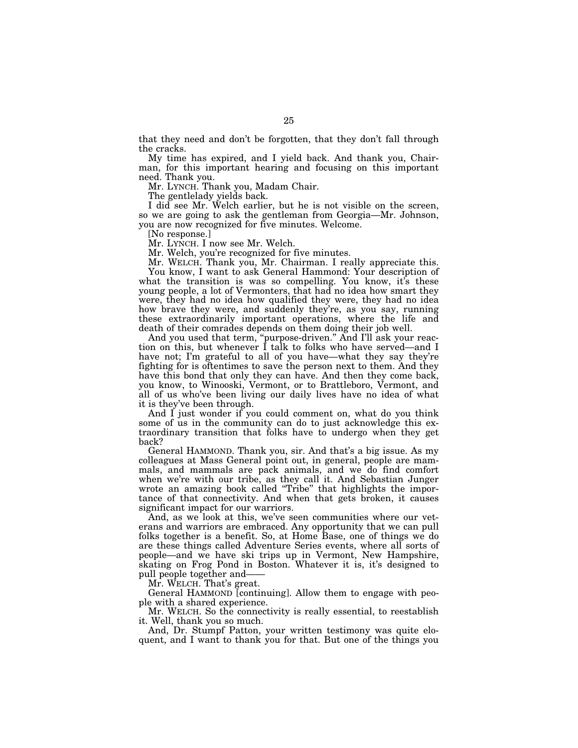that they need and don't be forgotten, that they don't fall through the cracks.

My time has expired, and I yield back. And thank you, Chairman, for this important hearing and focusing on this important need. Thank you.

Mr. LYNCH. Thank you, Madam Chair.

The gentlelady yields back.

I did see Mr. Welch earlier, but he is not visible on the screen, so we are going to ask the gentleman from Georgia—Mr. Johnson, you are now recognized for five minutes. Welcome.

[No response.]

Mr. LYNCH. I now see Mr. Welch.

Mr. Welch, you're recognized for five minutes.

Mr. WELCH. Thank you, Mr. Chairman. I really appreciate this.

You know, I want to ask General Hammond: Your description of what the transition is was so compelling. You know, it's these young people, a lot of Vermonters, that had no idea how smart they were, they had no idea how qualified they were, they had no idea how brave they were, and suddenly they're, as you say, running these extraordinarily important operations, where the life and death of their comrades depends on them doing their job well.

And you used that term, "purpose-driven." And I'll ask your reaction on this, but whenever I talk to folks who have served—and I have not; I'm grateful to all of you have—what they say they're fighting for is oftentimes to save the person next to them. And they have this bond that only they can have. And then they come back, you know, to Winooski, Vermont, or to Brattleboro, Vermont, and all of us who've been living our daily lives have no idea of what it is they've been through.

And I just wonder if you could comment on, what do you think some of us in the community can do to just acknowledge this extraordinary transition that folks have to undergo when they get back?

General HAMMOND. Thank you, sir. And that's a big issue. As my colleagues at Mass General point out, in general, people are mammals, and mammals are pack animals, and we do find comfort when we're with our tribe, as they call it. And Sebastian Junger wrote an amazing book called "Tribe" that highlights the importance of that connectivity. And when that gets broken, it causes significant impact for our warriors.

And, as we look at this, we've seen communities where our veterans and warriors are embraced. Any opportunity that we can pull folks together is a benefit. So, at Home Base, one of things we do are these things called Adventure Series events, where all sorts of people—and we have ski trips up in Vermont, New Hampshire, skating on Frog Pond in Boston. Whatever it is, it's designed to pull people together and——

Mr. WELCH. That's great.

General HAMMOND [continuing]. Allow them to engage with people with a shared experience.

Mr. WELCH. So the connectivity is really essential, to reestablish it. Well, thank you so much.

And, Dr. Stumpf Patton, your written testimony was quite eloquent, and I want to thank you for that. But one of the things you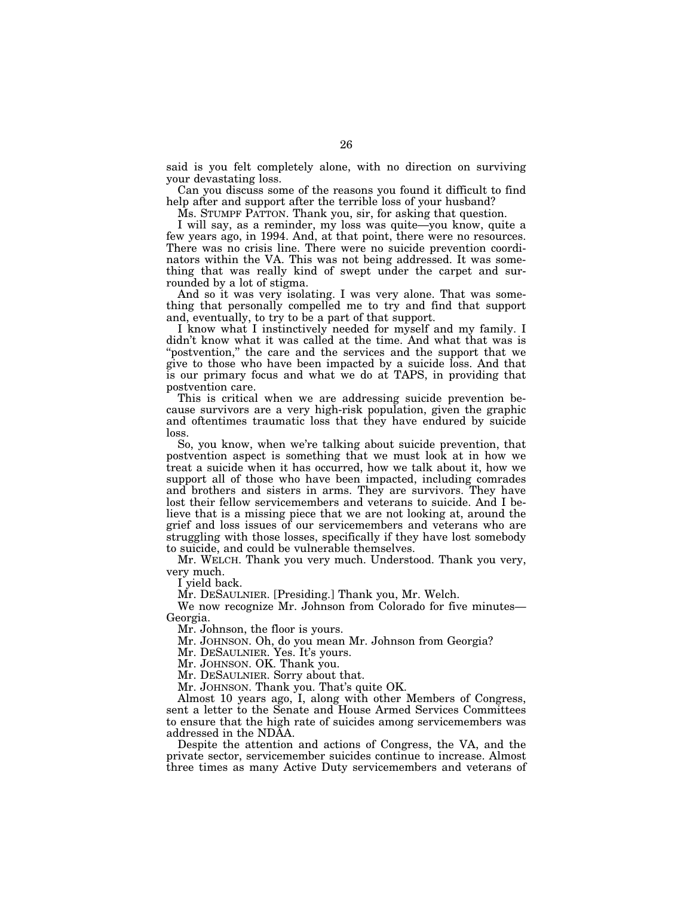said is you felt completely alone, with no direction on surviving your devastating loss.

Can you discuss some of the reasons you found it difficult to find help after and support after the terrible loss of your husband?

Ms. STUMPF PATTON. Thank you, sir, for asking that question.

I will say, as a reminder, my loss was quite—you know, quite a few years ago, in 1994. And, at that point, there were no resources. There was no crisis line. There were no suicide prevention coordinators within the VA. This was not being addressed. It was something that was really kind of swept under the carpet and surrounded by a lot of stigma.

And so it was very isolating. I was very alone. That was something that personally compelled me to try and find that support and, eventually, to try to be a part of that support.

I know what I instinctively needed for myself and my family. I didn't know what it was called at the time. And what that was is "postvention," the care and the services and the support that we give to those who have been impacted by a suicide loss. And that is our primary focus and what we do at TAPS, in providing that postvention care.

This is critical when we are addressing suicide prevention because survivors are a very high-risk population, given the graphic and oftentimes traumatic loss that they have endured by suicide loss.

So, you know, when we're talking about suicide prevention, that postvention aspect is something that we must look at in how we treat a suicide when it has occurred, how we talk about it, how we support all of those who have been impacted, including comrades and brothers and sisters in arms. They are survivors. They have lost their fellow servicemembers and veterans to suicide. And I believe that is a missing piece that we are not looking at, around the grief and loss issues of our servicemembers and veterans who are struggling with those losses, specifically if they have lost somebody to suicide, and could be vulnerable themselves.

Mr. WELCH. Thank you very much. Understood. Thank you very, very much.

I yield back.

Mr. DESAULNIER. [Presiding.] Thank you, Mr. Welch.

We now recognize Mr. Johnson from Colorado for five minutes—Georgia.

Mr. Johnson, the floor is yours.

Mr. JOHNSON. Oh, do you mean Mr. Johnson from Georgia?

Mr. DESAULNIER. Yes. It's yours.

Mr. JOHNSON. OK. Thank you.

Mr. DESAULNIER. Sorry about that.

Mr. JOHNSON. Thank you. That's quite OK.

Almost 10 years ago, I, along with other Members of Congress, sent a letter to the Senate and House Armed Services Committees to ensure that the high rate of suicides among servicemembers was addressed in the NDAA.

Despite the attention and actions of Congress, the VA, and the private sector, servicemember suicides continue to increase. Almost three times as many Active Duty servicemembers and veterans of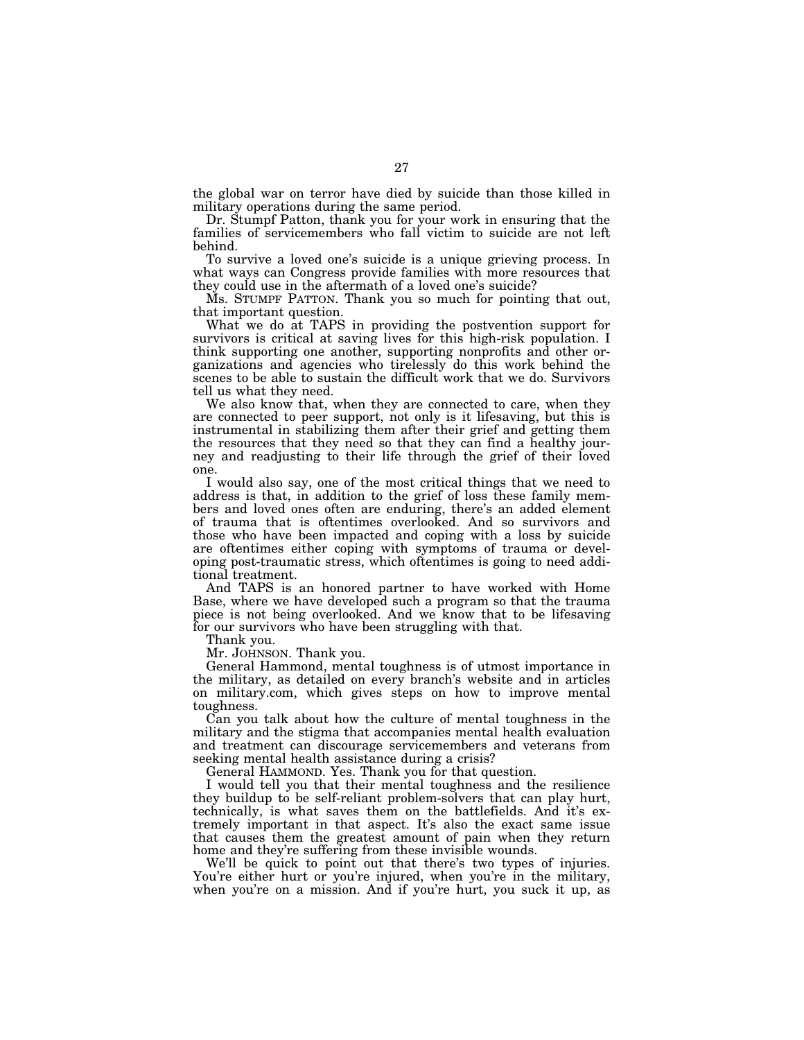the global war on terror have died by suicide than those killed in military operations during the same period.

Dr. Stumpf Patton, thank you for your work in ensuring that the families of servicemembers who fall victim to suicide are not left behind.

To survive a loved one's suicide is a unique grieving process. In what ways can Congress provide families with more resources that they could use in the aftermath of a loved one's suicide?

Ms. STUMPF PATTON. Thank you so much for pointing that out, that important question.

What we do at TAPS in providing the postvention support for survivors is critical at saving lives for this high-risk population. I think supporting one another, supporting nonprofits and other organizations and agencies who tirelessly do this work behind the scenes to be able to sustain the difficult work that we do. Survivors tell us what they need.

We also know that, when they are connected to care, when they are connected to peer support, not only is it lifesaving, but this is instrumental in stabilizing them after their grief and getting them the resources that they need so that they can find a healthy journey and readjusting to their life through the grief of their loved one.

I would also say, one of the most critical things that we need to address is that, in addition to the grief of loss these family members and loved ones often are enduring, there's an added element of trauma that is oftentimes overlooked. And so survivors and those who have been impacted and coping with a loss by suicide are oftentimes either coping with symptoms of trauma or developing post-traumatic stress, which oftentimes is going to need additional treatment.

And TAPS is an honored partner to have worked with Home Base, where we have developed such a program so that the trauma piece is not being overlooked. And we know that to be lifesaving for our survivors who have been struggling with that.

Thank you.

Mr. JOHNSON. Thank you.

General Hammond, mental toughness is of utmost importance in the military, as detailed on every branch's website and in articles on military.com, which gives steps on how to improve mental toughness.

Can you talk about how the culture of mental toughness in the military and the stigma that accompanies mental health evaluation and treatment can discourage servicemembers and veterans from seeking mental health assistance during a crisis?

General HAMMOND. Yes. Thank you for that question.

I would tell you that their mental toughness and the resilience they buildup to be self-reliant problem-solvers that can play hurt, technically, is what saves them on the battlefields. And it's extremely important in that aspect. It's also the exact same issue that causes them the greatest amount of pain when they return home and they're suffering from these invisible wounds.

We'll be quick to point out that there's two types of injuries. You're either hurt or you're injured, when you're in the military, when you're on a mission. And if you're hurt, you suck it up, as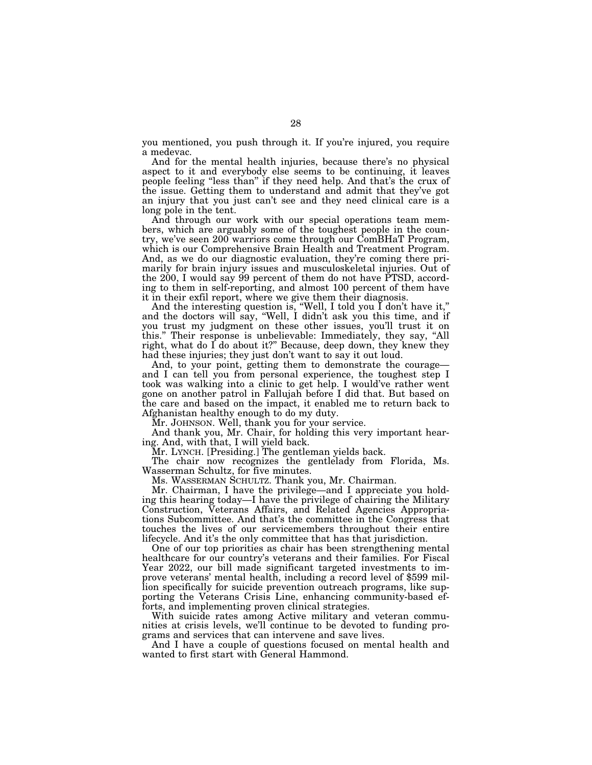you mentioned, you push through it. If you're injured, you require a medevac.

And for the mental health injuries, because there's no physical aspect to it and everybody else seems to be continuing, it leaves people feeling "less than" if they need help. And that's the crux of the issue. Getting them to understand and admit that they've got an injury that you just can't see and they need clinical care is a long pole in the tent.

And through our work with our special operations team members, which are arguably some of the toughest people in the country, we've seen 200 warriors come through our ComBHaT Program, which is our Comprehensive Brain Health and Treatment Program. And, as we do our diagnostic evaluation, they're coming there primarily for brain injury issues and musculoskeletal injuries. Out of the 200, I would say 99 percent of them do not have PTSD, according to them in self-reporting, and almost 100 percent of them have it in their exfil report, where we give them their diagnosis.

And the interesting question is, "Well, I told you I don't have it," and the doctors will say, "Well, I didn't ask you this time, and if you trust my judgment on these other issues, you'll trust it on this." Their response is unbelievable: Immediately, they say, "All right, what do I do about it?" Because, deep down, they knew they had these injuries; they just don't want to say it out loud.

And, to your point, getting them to demonstrate the courage—and I can tell you from personal experience, the toughest step I took was walking into a clinic to get help. I would've rather went gone on another patrol in Fallujah before I did that. But based on the care and based on the impact, it enabled me to return back to Afghanistan healthy enough to do my duty.

Mr. JOHNSON. Well, thank you for your service.

And thank you, Mr. Chair, for holding this very important hearing. And, with that, I will yield back.

Mr. LYNCH. [Presiding.] The gentleman yields back.

The chair now recognizes the gentlelady from Florida, Ms. Wasserman Schultz, for five minutes.

Ms. WASSERMAN SCHULTZ. Thank you, Mr. Chairman.

Mr. Chairman, I have the privilege—and I appreciate you holding this hearing today—I have the privilege of chairing the Military Construction, Veterans Affairs, and Related Agencies Appropriations Subcommittee. And that's the committee in the Congress that touches the lives of our servicemembers throughout their entire lifecycle. And it's the only committee that has that jurisdiction.

One of our top priorities as chair has been strengthening mental healthcare for our country's veterans and their families. For Fiscal Year 2022, our bill made significant targeted investments to improve veterans' mental health, including a record level of $599 million specifically for suicide prevention outreach programs, like supporting the Veterans Crisis Line, enhancing community-based efforts, and implementing proven clinical strategies.

With suicide rates among Active military and veteran communities at crisis levels, we'll continue to be devoted to funding programs and services that can intervene and save lives.

And I have a couple of questions focused on mental health and wanted to first start with General Hammond.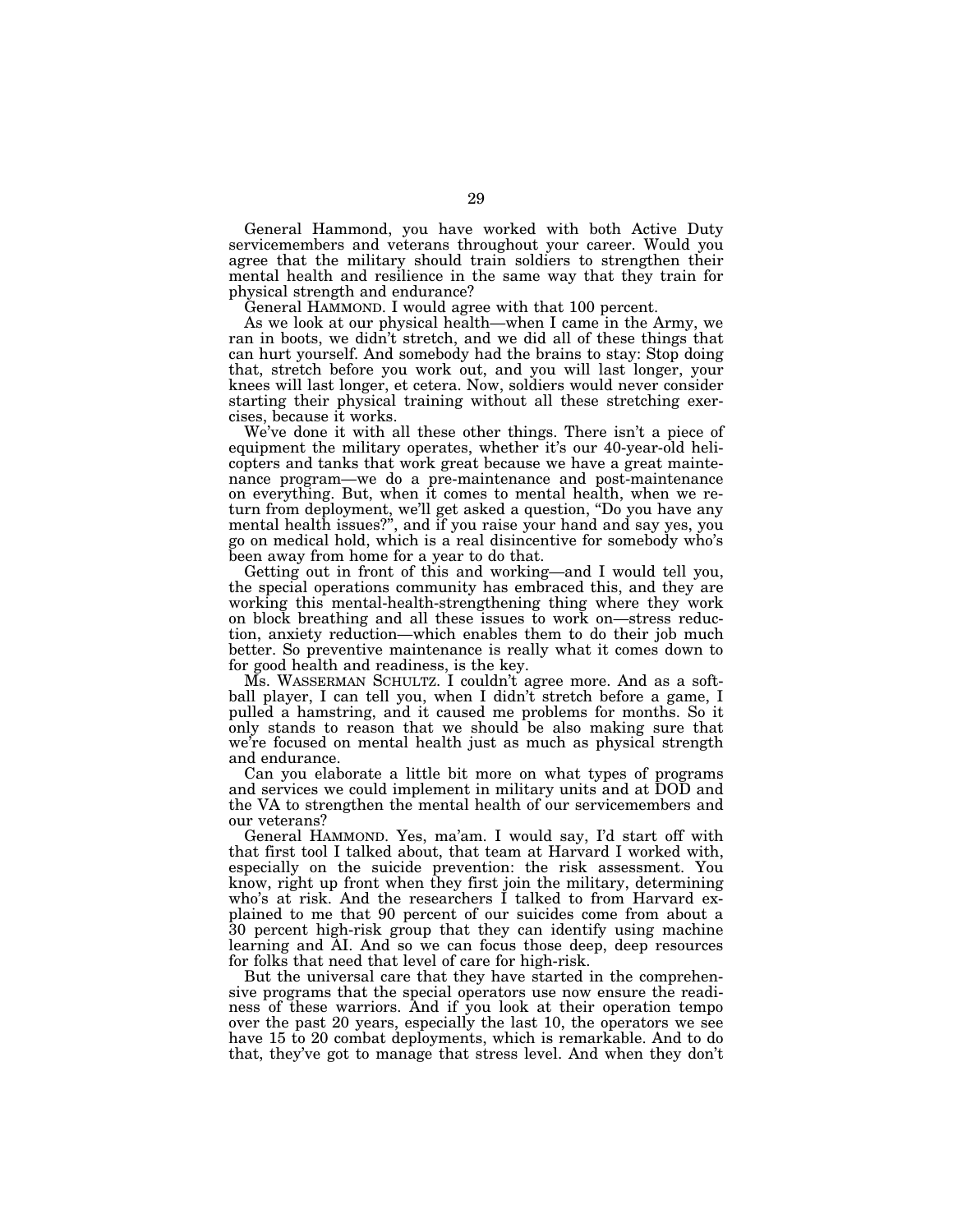General Hammond, you have worked with both Active Duty servicemembers and veterans throughout your career. Would you agree that the military should train soldiers to strengthen their mental health and resilience in the same way that they train for physical strength and endurance?

General HAMMOND. I would agree with that 100 percent.

As we look at our physical health—when I came in the Army, we ran in boots, we didn't stretch, and we did all of these things that can hurt yourself. And somebody had the brains to stay: Stop doing that, stretch before you work out, and you will last longer, your knees will last longer, et cetera. Now, soldiers would never consider starting their physical training without all these stretching exercises, because it works.

We've done it with all these other things. There isn't a piece of equipment the military operates, whether it's our 40-year-old helicopters and tanks that work great because we have a great maintenance program—we do a pre-maintenance and post-maintenance on everything. But, when it comes to mental health, when we return from deployment, we'll get asked a question, "Do you have any mental health issues?", and if you raise your hand and say yes, you go on medical hold, which is a real disincentive for somebody who's been away from home for a year to do that.

Getting out in front of this and working—and I would tell you, the special operations community has embraced this, and they are working this mental-health-strengthening thing where they work on block breathing and all these issues to work on—stress reduction, anxiety reduction—which enables them to do their job much better. So preventive maintenance is really what it comes down to for good health and readiness, is the key.

Ms. WASSERMAN SCHULTZ. I couldn't agree more. And as a softball player, I can tell you, when I didn't stretch before a game, I pulled a hamstring, and it caused me problems for months. So it only stands to reason that we should be also making sure that we're focused on mental health just as much as physical strength and endurance.

Can you elaborate a little bit more on what types of programs and services we could implement in military units and at DOD and the VA to strengthen the mental health of our servicemembers and our veterans?

General HAMMOND. Yes, ma'am. I would say, I'd start off with that first tool I talked about, that team at Harvard I worked with, especially on the suicide prevention: the risk assessment. You know, right up front when they first join the military, determining who's at risk. And the researchers I talked to from Harvard explained to me that 90 percent of our suicides come from about a 30 percent high-risk group that they can identify using machine learning and AI. And so we can focus those deep, deep resources for folks that need that level of care for high-risk.

But the universal care that they have started in the comprehensive programs that the special operators use now ensure the readiness of these warriors. And if you look at their operation tempo over the past 20 years, especially the last 10, the operators we see have 15 to 20 combat deployments, which is remarkable. And to do that, they've got to manage that stress level. And when they don't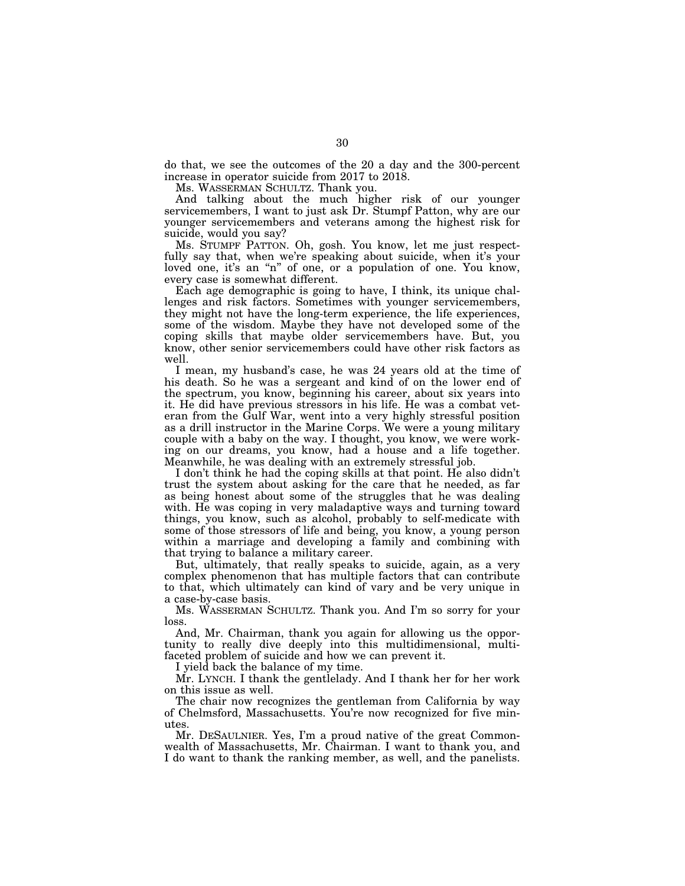do that, we see the outcomes of the 20 a day and the 300-percent increase in operator suicide from 2017 to 2018.

Ms. WASSERMAN SCHULTZ. Thank you.

And talking about the much higher risk of our younger servicemembers, I want to just ask Dr. Stumpf Patton, why are our younger servicemembers and veterans among the highest risk for suicide, would you say?

Ms. STUMPF PATTON. Oh, gosh. You know, let me just respectfully say that, when we're speaking about suicide, when it's your loved one, it's an "n" of one, or a population of one. You know, every case is somewhat different.

Each age demographic is going to have, I think, its unique challenges and risk factors. Sometimes with younger servicemembers, they might not have the long-term experience, the life experiences, some of the wisdom. Maybe they have not developed some of the coping skills that maybe older servicemembers have. But, you know, other senior servicemembers could have other risk factors as well.

I mean, my husband's case, he was 24 years old at the time of his death. So he was a sergeant and kind of on the lower end of the spectrum, you know, beginning his career, about six years into it. He did have previous stressors in his life. He was a combat veteran from the Gulf War, went into a very highly stressful position as a drill instructor in the Marine Corps. We were a young military couple with a baby on the way. I thought, you know, we were working on our dreams, you know, had a house and a life together. Meanwhile, he was dealing with an extremely stressful job.

I don't think he had the coping skills at that point. He also didn't trust the system about asking for the care that he needed, as far as being honest about some of the struggles that he was dealing with. He was coping in very maladaptive ways and turning toward things, you know, such as alcohol, probably to self-medicate with some of those stressors of life and being, you know, a young person within a marriage and developing a family and combining with that trying to balance a military career.

But, ultimately, that really speaks to suicide, again, as a very complex phenomenon that has multiple factors that can contribute to that, which ultimately can kind of vary and be very unique in a case-by-case basis.

Ms. WASSERMAN SCHULTZ. Thank you. And I'm so sorry for your loss.

And, Mr. Chairman, thank you again for allowing us the opportunity to really dive deeply into this multidimensional, multifaceted problem of suicide and how we can prevent it.

I yield back the balance of my time.

Mr. LYNCH. I thank the gentlelady. And I thank her for her work on this issue as well.

The chair now recognizes the gentleman from California by way of Chelmsford, Massachusetts. You're now recognized for five minutes.

Mr. DESAULNIER. Yes, I'm a proud native of the great Commonwealth of Massachusetts, Mr. Chairman. I want to thank you, and I do want to thank the ranking member, as well, and the panelists.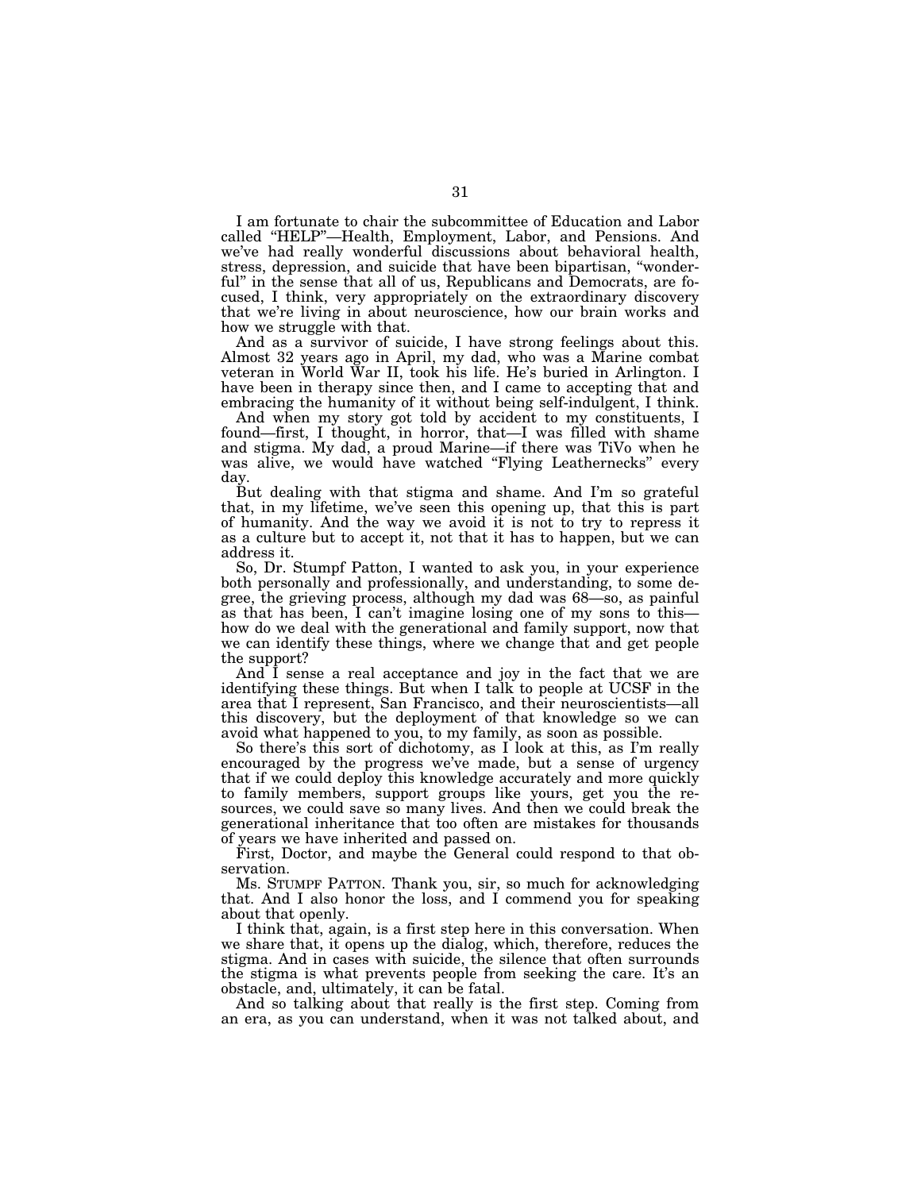I am fortunate to chair the subcommittee of Education and Labor called "HELP"—Health, Employment, Labor, and Pensions. And we've had really wonderful discussions about behavioral health, stress, depression, and suicide that have been bipartisan, "wonderful" in the sense that all of us, Republicans and Democrats, are focused, I think, very appropriately on the extraordinary discovery that we're living in about neuroscience, how our brain works and how we struggle with that.

And as a survivor of suicide, I have strong feelings about this. Almost 32 years ago in April, my dad, who was a Marine combat veteran in World War II, took his life. He's buried in Arlington. I have been in therapy since then, and I came to accepting that and embracing the humanity of it without being self-indulgent, I think.

And when my story got told by accident to my constituents, I found—first, I thought, in horror, that—I was filled with shame and stigma. My dad, a proud Marine—if there was TiVo when he was alive, we would have watched "Flying Leathernecks" every day.

But dealing with that stigma and shame. And I'm so grateful that, in my lifetime, we've seen this opening up, that this is part of humanity. And the way we avoid it is not to try to repress it as a culture but to accept it, not that it has to happen, but we can address it.

So, Dr. Stumpf Patton, I wanted to ask you, in your experience both personally and professionally, and understanding, to some degree, the grieving process, although my dad was 68—so, as painful as that has been, I can't imagine losing one of my sons to this—how do we deal with the generational and family support, now that we can identify these things, where we change that and get people the support?

And I sense a real acceptance and joy in the fact that we are identifying these things. But when I talk to people at UCSF in the area that I represent, San Francisco, and their neuroscientists—all this discovery, but the deployment of that knowledge so we can avoid what happened to you, to my family, as soon as possible.

So there's this sort of dichotomy, as I look at this, as I'm really encouraged by the progress we've made, but a sense of urgency that if we could deploy this knowledge accurately and more quickly to family members, support groups like yours, get you the resources, we could save so many lives. And then we could break the generational inheritance that too often are mistakes for thousands of years we have inherited and passed on.

First, Doctor, and maybe the General could respond to that observation.

Ms. STUMPF PATTON. Thank you, sir, so much for acknowledging that. And I also honor the loss, and I commend you for speaking about that openly.

I think that, again, is a first step here in this conversation. When we share that, it opens up the dialog, which, therefore, reduces the stigma. And in cases with suicide, the silence that often surrounds the stigma is what prevents people from seeking the care. It's an obstacle, and, ultimately, it can be fatal.

And so talking about that really is the first step. Coming from an era, as you can understand, when it was not talked about, and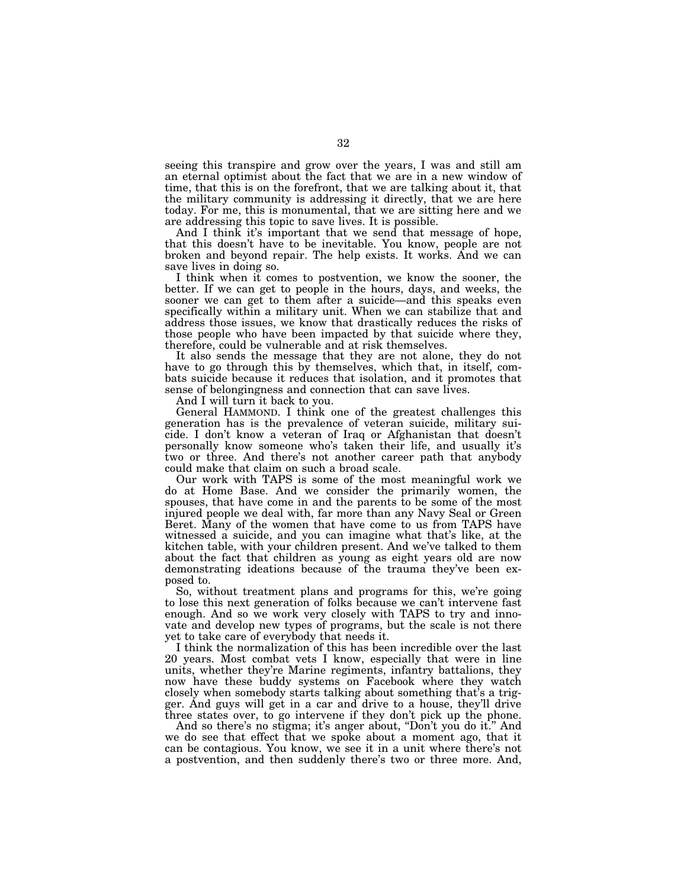seeing this transpire and grow over the years, I was and still am an eternal optimist about the fact that we are in a new window of time, that this is on the forefront, that we are talking about it, that the military community is addressing it directly, that we are here today. For me, this is monumental, that we are sitting here and we are addressing this topic to save lives. It is possible.

And I think it's important that we send that message of hope, that this doesn't have to be inevitable. You know, people are not broken and beyond repair. The help exists. It works. And we can save lives in doing so.

I think when it comes to postvention, we know the sooner, the better. If we can get to people in the hours, days, and weeks, the sooner we can get to them after a suicide—and this speaks even specifically within a military unit. When we can stabilize that and address those issues, we know that drastically reduces the risks of those people who have been impacted by that suicide where they, therefore, could be vulnerable and at risk themselves.

It also sends the message that they are not alone, they do not have to go through this by themselves, which that, in itself, combats suicide because it reduces that isolation, and it promotes that sense of belongingness and connection that can save lives.

And I will turn it back to you.

General HAMMOND. I think one of the greatest challenges this generation has is the prevalence of veteran suicide, military suicide. I don't know a veteran of Iraq or Afghanistan that doesn't personally know someone who's taken their life, and usually it's two or three. And there's not another career path that anybody could make that claim on such a broad scale.

Our work with TAPS is some of the most meaningful work we do at Home Base. And we consider the primarily women, the spouses, that have come in and the parents to be some of the most injured people we deal with, far more than any Navy Seal or Green Beret. Many of the women that have come to us from TAPS have witnessed a suicide, and you can imagine what that's like, at the kitchen table, with your children present. And we've talked to them about the fact that children as young as eight years old are now demonstrating ideations because of the trauma they've been exposed to.

So, without treatment plans and programs for this, we're going to lose this next generation of folks because we can't intervene fast enough. And so we work very closely with TAPS to try and innovate and develop new types of programs, but the scale is not there yet to take care of everybody that needs it.

I think the normalization of this has been incredible over the last 20 years. Most combat vets I know, especially that were in line units, whether they're Marine regiments, infantry battalions, they now have these buddy systems on Facebook where they watch closely when somebody starts talking about something that's a trigger. And guys will get in a car and drive to a house, they'll drive three states over, to go intervene if they don't pick up the phone.

And so there's no stigma; it's anger about, "Don't you do it." And we do see that effect that we spoke about a moment ago, that it can be contagious. You know, we see it in a unit where there's not a postvention, and then suddenly there's two or three more. And,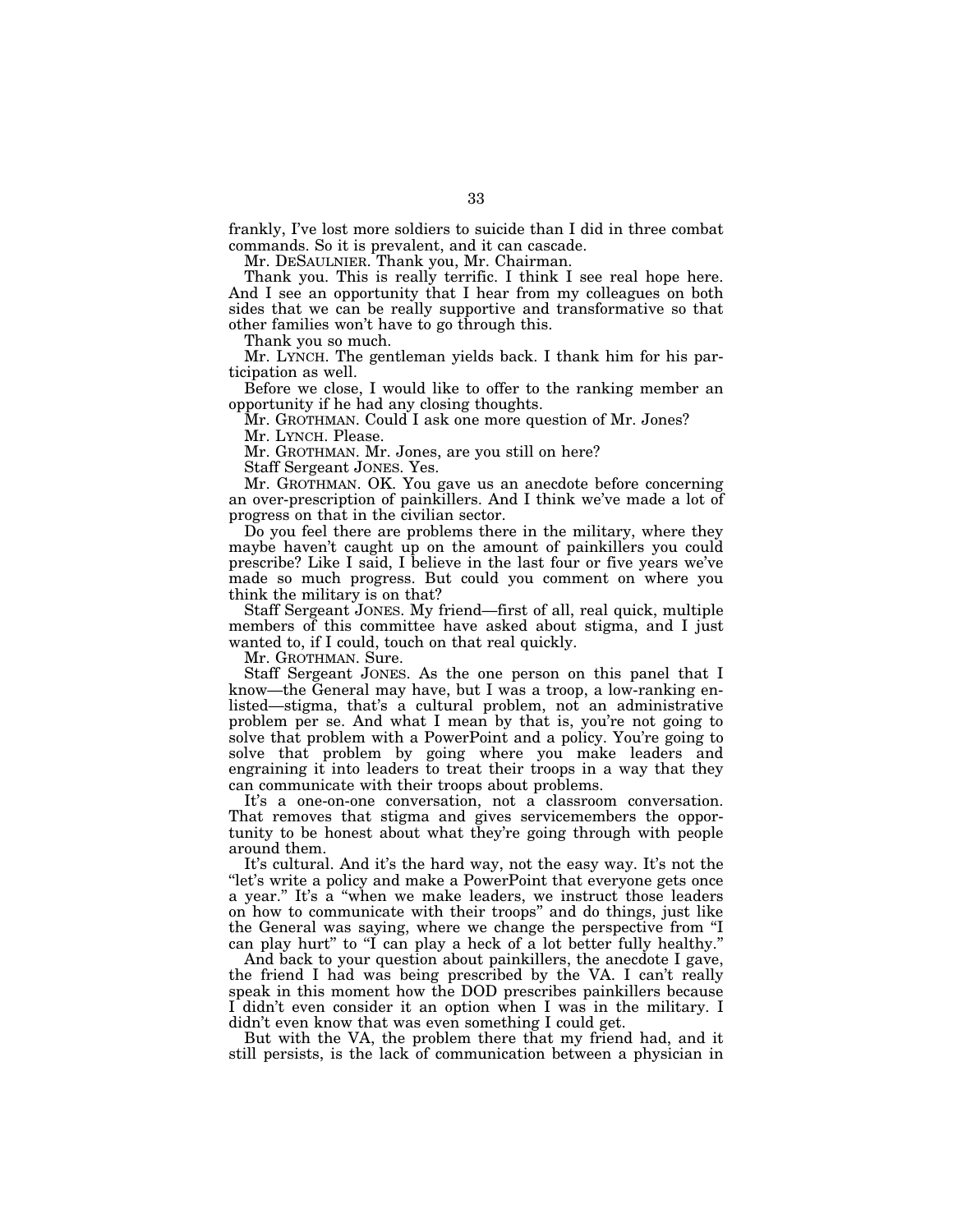frankly, I've lost more soldiers to suicide than I did in three combat commands. So it is prevalent, and it can cascade.

Mr. DESAULNIER. Thank you, Mr. Chairman.

Thank you. This is really terrific. I think I see real hope here. And I see an opportunity that I hear from my colleagues on both sides that we can be really supportive and transformative so that other families won't have to go through this.

Thank you so much.

Mr. LYNCH. The gentleman yields back. I thank him for his participation as well.

Before we close, I would like to offer to the ranking member an opportunity if he had any closing thoughts.

Mr. GROTHMAN. Could I ask one more question of Mr. Jones?

Mr. LYNCH. Please.

Mr. GROTHMAN. Mr. Jones, are you still on here?

Staff Sergeant JONES. Yes.

Mr. GROTHMAN. OK. You gave us an anecdote before concerning an over-prescription of painkillers. And I think we've made a lot of progress on that in the civilian sector.

Do you feel there are problems there in the military, where they maybe haven't caught up on the amount of painkillers you could prescribe? Like I said, I believe in the last four or five years we've made so much progress. But could you comment on where you think the military is on that?

Staff Sergeant JONES. My friend—first of all, real quick, multiple members of this committee have asked about stigma, and I just wanted to, if I could, touch on that real quickly.

Mr. GROTHMAN. Sure.

Staff Sergeant JONES. As the one person on this panel that I know—the General may have, but I was a troop, a low-ranking enlisted—stigma, that's a cultural problem, not an administrative problem per se. And what I mean by that is, you're not going to solve that problem with a PowerPoint and a policy. You're going to solve that problem by going where you make leaders and engraining it into leaders to treat their troops in a way that they can communicate with their troops about problems.

It's a one-on-one conversation, not a classroom conversation. That removes that stigma and gives servicemembers the opportunity to be honest about what they're going through with people around them.

It's cultural. And it's the hard way, not the easy way. It's not the "let's write a policy and make a PowerPoint that everyone gets once a year." It's a "when we make leaders, we instruct those leaders on how to communicate with their troops" and do things, just like the General was saying, where we change the perspective from "I can play hurt" to "I can play a heck of a lot better fully healthy."

And back to your question about painkillers, the anecdote I gave, the friend I had was being prescribed by the VA. I can't really speak in this moment how the DOD prescribes painkillers because I didn't even consider it an option when I was in the military. I didn't even know that was even something I could get.

But with the VA, the problem there that my friend had, and it still persists, is the lack of communication between a physician in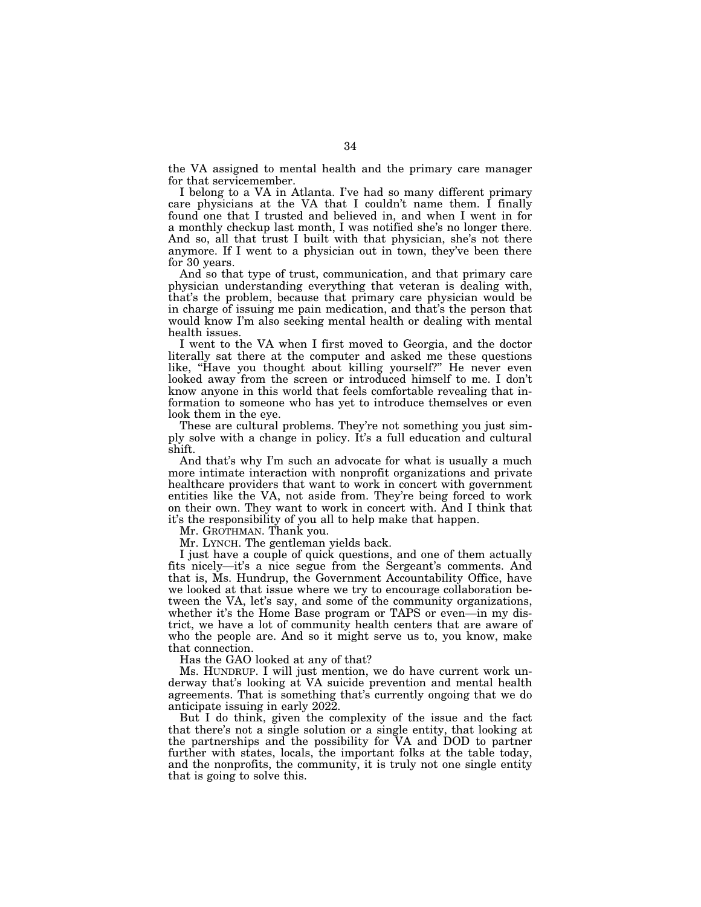the VA assigned to mental health and the primary care manager for that servicemember.

I belong to a VA in Atlanta. I've had so many different primary care physicians at the VA that I couldn't name them. I finally found one that I trusted and believed in, and when I went in for a monthly checkup last month, I was notified she's no longer there. And so, all that trust I built with that physician, she's not there anymore. If I went to a physician out in town, they've been there for 30 years.

And so that type of trust, communication, and that primary care physician understanding everything that veteran is dealing with, that's the problem, because that primary care physician would be in charge of issuing me pain medication, and that's the person that would know I'm also seeking mental health or dealing with mental health issues.

I went to the VA when I first moved to Georgia, and the doctor literally sat there at the computer and asked me these questions like, "Have you thought about killing yourself?" He never even looked away from the screen or introduced himself to me. I don't know anyone in this world that feels comfortable revealing that information to someone who has yet to introduce themselves or even look them in the eye.

These are cultural problems. They're not something you just simply solve with a change in policy. It's a full education and cultural shift.

And that's why I'm such an advocate for what is usually a much more intimate interaction with nonprofit organizations and private healthcare providers that want to work in concert with government entities like the VA, not aside from. They're being forced to work on their own. They want to work in concert with. And I think that it's the responsibility of you all to help make that happen.

Mr. GROTHMAN. Thank you.

Mr. LYNCH. The gentleman yields back.

I just have a couple of quick questions, and one of them actually fits nicely—it's a nice segue from the Sergeant's comments. And that is, Ms. Hundrup, the Government Accountability Office, have we looked at that issue where we try to encourage collaboration between the VA, let's say, and some of the community organizations, whether it's the Home Base program or TAPS or even—in my district, we have a lot of community health centers that are aware of who the people are. And so it might serve us to, you know, make that connection.

Has the GAO looked at any of that?

Ms. HUNDRUP. I will just mention, we do have current work underway that's looking at VA suicide prevention and mental health agreements. That is something that's currently ongoing that we do anticipate issuing in early 2022.

But I do think, given the complexity of the issue and the fact that there's not a single solution or a single entity, that looking at the partnerships and the possibility for VA and DOD to partner further with states, locals, the important folks at the table today, and the nonprofits, the community, it is truly not one single entity that is going to solve this.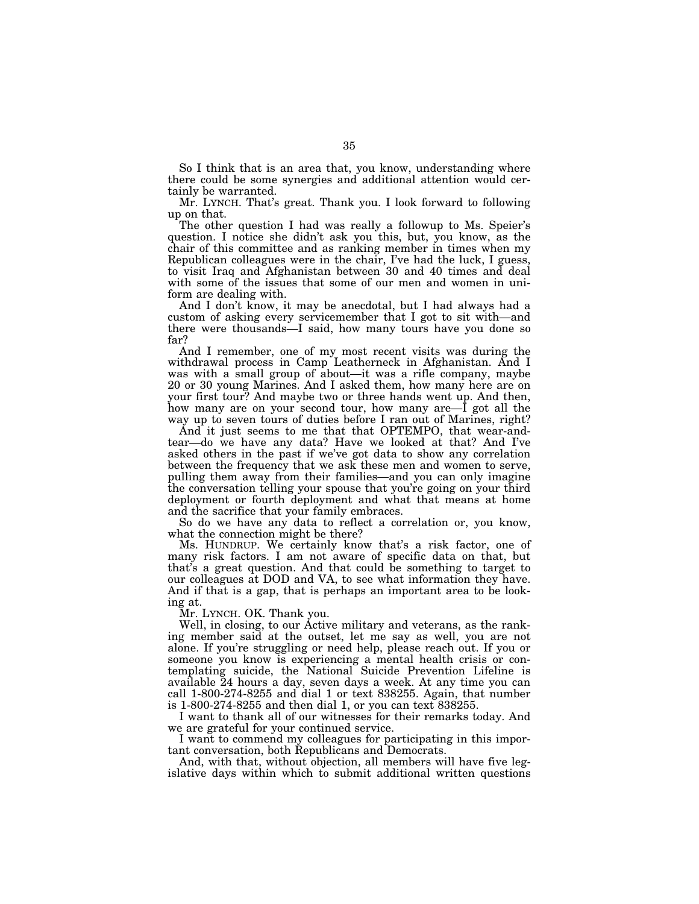So I think that is an area that, you know, understanding where there could be some synergies and additional attention would certainly be warranted.

Mr. LYNCH. That's great. Thank you. I look forward to following up on that.

The other question I had was really a followup to Ms. Speier's question. I notice she didn't ask you this, but, you know, as the chair of this committee and as ranking member in times when my Republican colleagues were in the chair, I've had the luck, I guess, to visit Iraq and Afghanistan between 30 and 40 times and deal with some of the issues that some of our men and women in uniform are dealing with.

And I don't know, it may be anecdotal, but I had always had a custom of asking every servicemember that I got to sit with—and there were thousands—I said, how many tours have you done so far?

And I remember, one of my most recent visits was during the withdrawal process in Camp Leatherneck in Afghanistan. And I was with a small group of about—it was a rifle company, maybe 20 or 30 young Marines. And I asked them, how many here are on your first tour? And maybe two or three hands went up. And then, how many are on your second tour, how many are—I got all the way up to seven tours of duties before I ran out of Marines, right?

And it just seems to me that that OPTEMPO, that wear-and-tear—do we have any data? Have we looked at that? And I've asked others in the past if we've got data to show any correlation between the frequency that we ask these men and women to serve, pulling them away from their families—and you can only imagine the conversation telling your spouse that you're going on your third deployment or fourth deployment and what that means at home and the sacrifice that your family embraces.

So do we have any data to reflect a correlation or, you know, what the connection might be there?

Ms. HUNDRUP. We certainly know that's a risk factor, one of many risk factors. I am not aware of specific data on that, but that's a great question. And that could be something to target to our colleagues at DOD and VA, to see what information they have. And if that is a gap, that is perhaps an important area to be looking at.

Mr. LYNCH. OK. Thank you.

Well, in closing, to our Active military and veterans, as the ranking member said at the outset, let me say as well, you are not alone. If you're struggling or need help, please reach out. If you or someone you know is experiencing a mental health crisis or contemplating suicide, the National Suicide Prevention Lifeline is available 24 hours a day, seven days a week. At any time you can call 1-800-274-8255 and dial 1 or text 838255. Again, that number is 1-800-274-8255 and then dial 1, or you can text 838255.

I want to thank all of our witnesses for their remarks today. And we are grateful for your continued service.

I want to commend my colleagues for participating in this important conversation, both Republicans and Democrats.

And, with that, without objection, all members will have five legislative days within which to submit additional written questions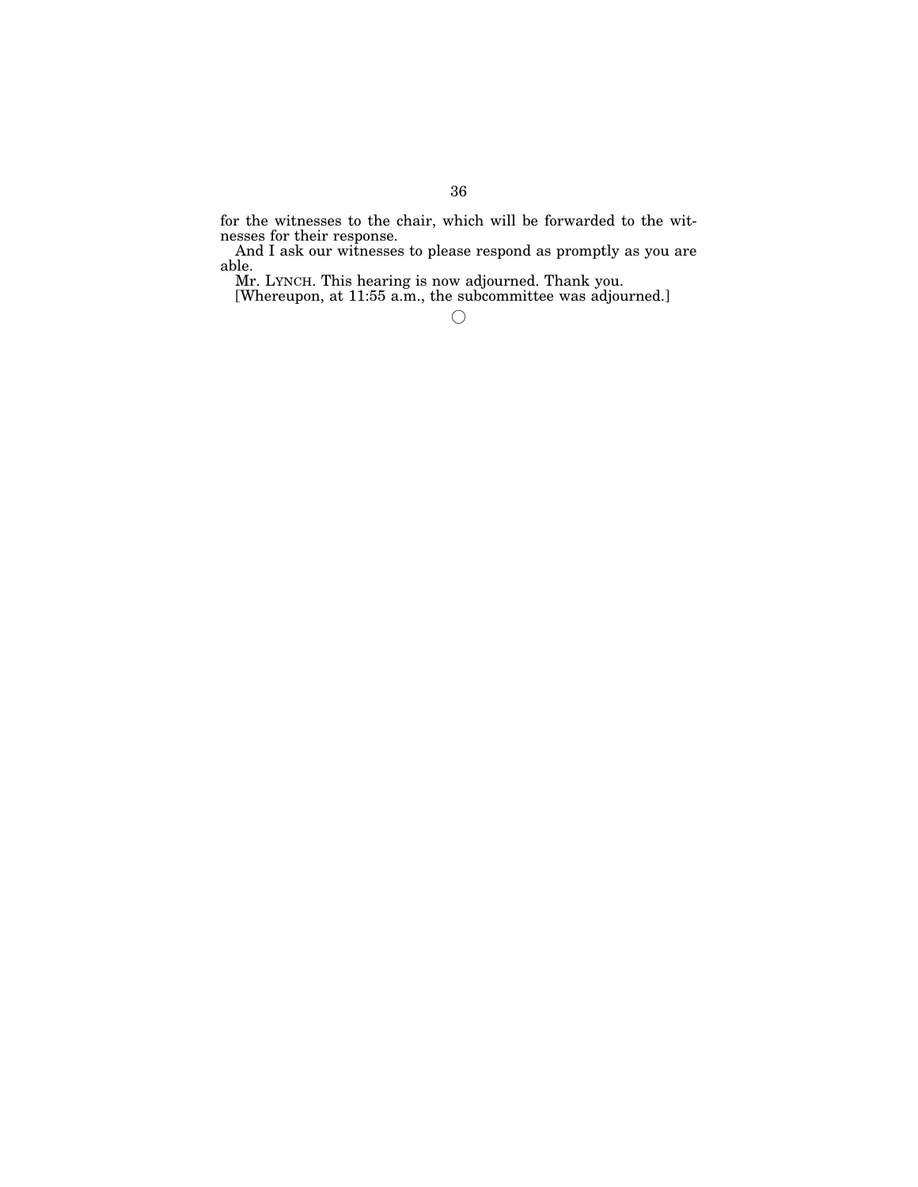for the witnesses to the chair, which will be forwarded to the witnesses for their response.

And I ask our witnesses to please respond as promptly as you are able.

Mr. LYNCH. This hearing is now adjourned. Thank you.

[Whereupon, at 11:55 a.m., the subcommittee was adjourned.]

○